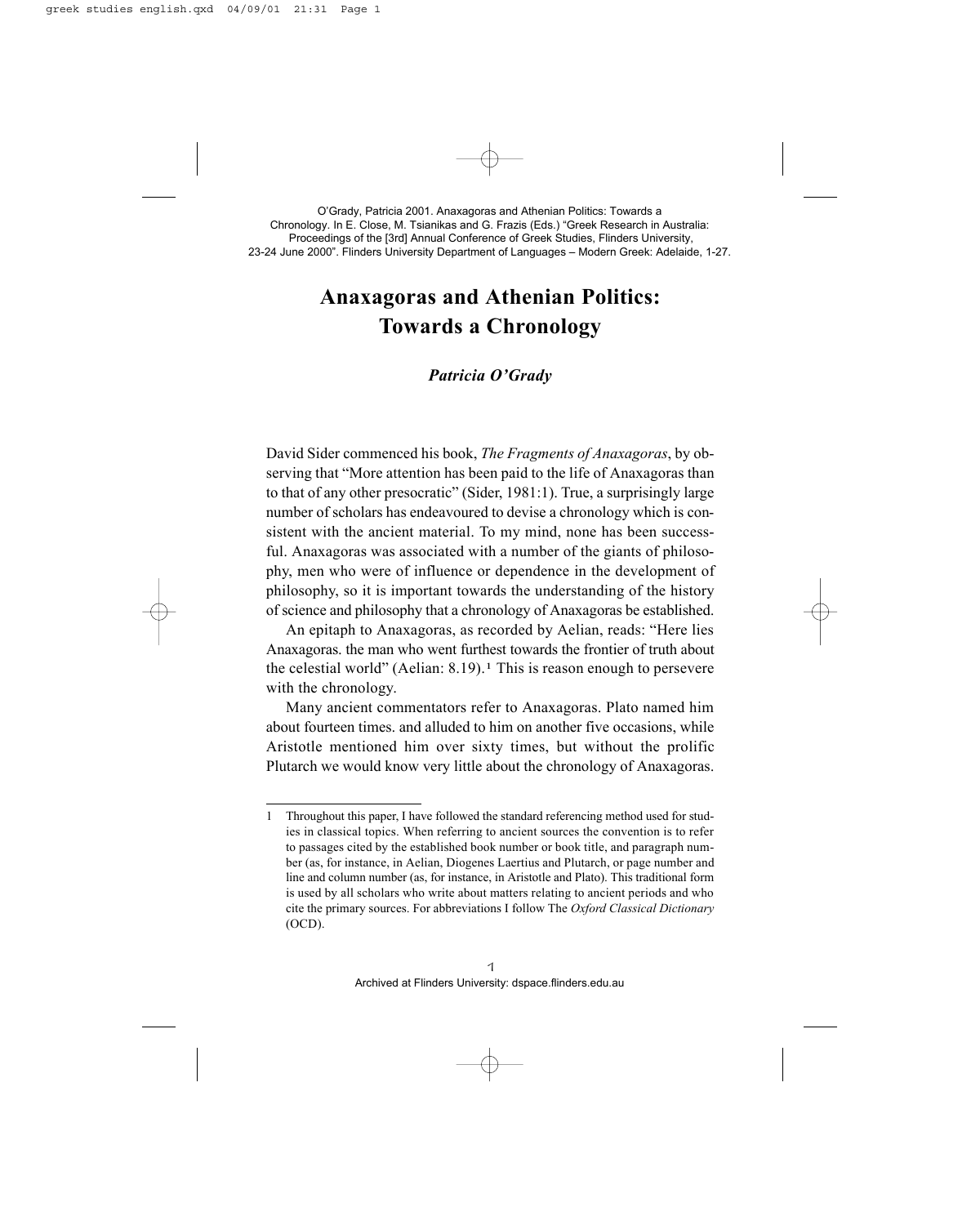O'Grady, Patricia 2001. Anaxagoras and Athenian Politics: Towards a Chronology. In E. Close, M. Tsianikas and G. Frazis (Eds.) "Greek Research in Australia: Proceedings of the [3rd] Annual Conference of Greek Studies, Flinders University, 23-24 June 2000". Flinders University Department of Languages – Modern Greek: Adelaide, 1-27.

# Anaxagoras and Athenian Politics: Towards a Chronology

***Patricia O'Grady***

David Sider commenced his book, *The Fragments of Anaxagoras*, by observing that "More attention has been paid to the life of Anaxagoras than to that of any other presocratic" (Sider, 1981:1). True, a surprisingly large number of scholars has endeavoured to devise a chronology which is consistent with the ancient material. To my mind, none has been successful. Anaxagoras was associated with a number of the giants of philosophy, men who were of influence or dependence in the development of philosophy, so it is important towards the understanding of the history of science and philosophy that a chronology of Anaxagoras be established.

An epitaph to Anaxagoras, as recorded by Aelian, reads: "Here lies Anaxagoras. the man who went furthest towards the frontier of truth about the celestial world" (Aelian: 8.19).[1] This is reason enough to persevere with the chronology.

Many ancient commentators refer to Anaxagoras. Plato named him about fourteen times. and alluded to him on another five occasions, while Aristotle mentioned him over sixty times, but without the prolific Plutarch we would know very little about the chronology of Anaxagoras.

---

1 Throughout this paper, I have followed the standard referencing method used for studies in classical topics. When referring to ancient sources the convention is to refer to passages cited by the established book number or book title, and paragraph number (as, for instance, in Aelian, Diogenes Laertius and Plutarch, or page number and line and column number (as, for instance, in Aristotle and Plato). This traditional form is used by all scholars who write about matters relating to ancient periods and who cite the primary sources. For abbreviations I follow The *Oxford Classical Dictionary* (OCD).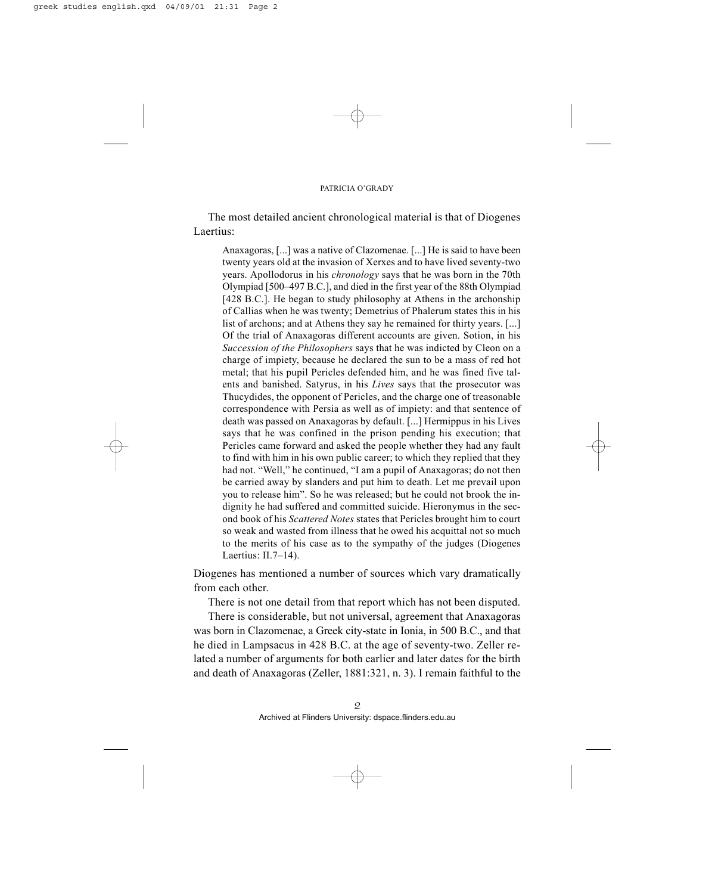The most detailed ancient chronological material is that of Diogenes Laertius:

> Anaxagoras, [...] was a native of Clazomenae. [...] He is said to have been twenty years old at the invasion of Xerxes and to have lived seventy-two years. Apollodorus in his *chronology* says that he was born in the 70th Olympiad [500–497 B.C.], and died in the first year of the 88th Olympiad [428 B.C.]. He began to study philosophy at Athens in the archonship of Callias when he was twenty; Demetrius of Phalerum states this in his list of archons; and at Athens they say he remained for thirty years. [...] Of the trial of Anaxagoras different accounts are given. Sotion, in his *Succession of the Philosophers* says that he was indicted by Cleon on a charge of impiety, because he declared the sun to be a mass of red hot metal; that his pupil Pericles defended him, and he was fined five talents and banished. Satyrus, in his *Lives* says that the prosecutor was Thucydides, the opponent of Pericles, and the charge one of treasonable correspondence with Persia as well as of impiety: and that sentence of death was passed on Anaxagoras by default. [...] Hermippus in his Lives says that he was confined in the prison pending his execution; that Pericles came forward and asked the people whether they had any fault to find with him in his own public career; to which they replied that they had not. "Well," he continued, "I am a pupil of Anaxagoras; do not then be carried away by slanders and put him to death. Let me prevail upon you to release him". So he was released; but he could not brook the indignity he had suffered and committed suicide. Hieronymus in the second book of his *Scattered Notes* states that Pericles brought him to court so weak and wasted from illness that he owed his acquittal not so much to the merits of his case as to the sympathy of the judges (Diogenes Laertius: II.7–14).

Diogenes has mentioned a number of sources which vary dramatically from each other.

There is not one detail from that report which has not been disputed.

There is considerable, but not universal, agreement that Anaxagoras was born in Clazomenae, a Greek city-state in Ionia, in 500 B.C., and that he died in Lampsacus in 428 B.C. at the age of seventy-two. Zeller related a number of arguments for both earlier and later dates for the birth and death of Anaxagoras (Zeller, 1881:321, n. 3). I remain faithful to the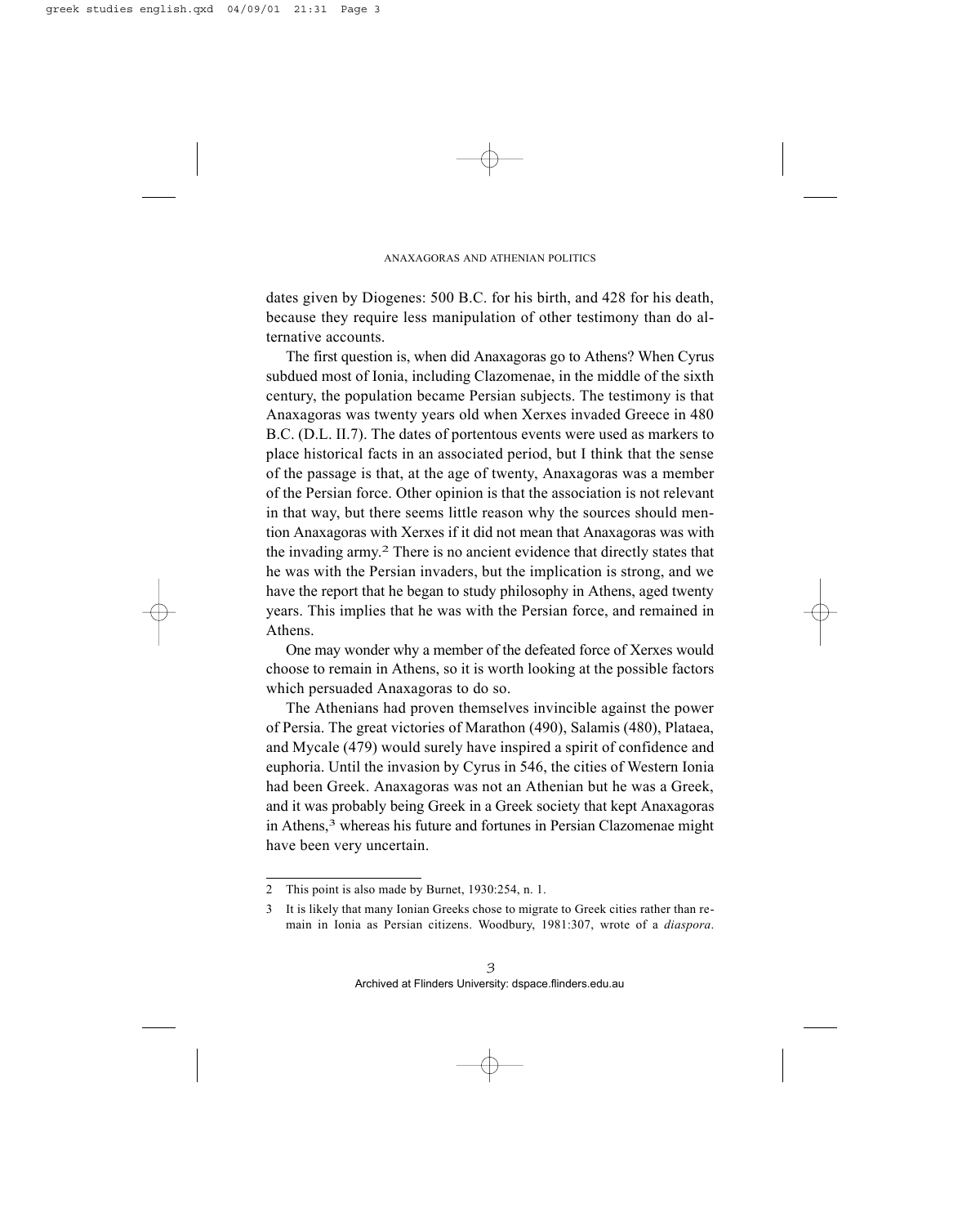dates given by Diogenes: 500 B.C. for his birth, and 428 for his death, because they require less manipulation of other testimony than do alternative accounts.

The first question is, when did Anaxagoras go to Athens? When Cyrus subdued most of Ionia, including Clazomenae, in the middle of the sixth century, the population became Persian subjects. The testimony is that Anaxagoras was twenty years old when Xerxes invaded Greece in 480 B.C. (D.L. II.7). The dates of portentous events were used as markers to place historical facts in an associated period, but I think that the sense of the passage is that, at the age of twenty, Anaxagoras was a member of the Persian force. Other opinion is that the association is not relevant in that way, but there seems little reason why the sources should mention Anaxagoras with Xerxes if it did not mean that Anaxagoras was with the invading army.[2] There is no ancient evidence that directly states that he was with the Persian invaders, but the implication is strong, and we have the report that he began to study philosophy in Athens, aged twenty years. This implies that he was with the Persian force, and remained in Athens.

One may wonder why a member of the defeated force of Xerxes would choose to remain in Athens, so it is worth looking at the possible factors which persuaded Anaxagoras to do so.

The Athenians had proven themselves invincible against the power of Persia. The great victories of Marathon (490), Salamis (480), Plataea, and Mycale (479) would surely have inspired a spirit of confidence and euphoria. Until the invasion by Cyrus in 546, the cities of Western Ionia had been Greek. Anaxagoras was not an Athenian but he was a Greek, and it was probably being Greek in a Greek society that kept Anaxagoras in Athens,[3] whereas his future and fortunes in Persian Clazomenae might have been very uncertain.

---

2 This point is also made by Burnet, 1930:254, n. 1.

3 It is likely that many Ionian Greeks chose to migrate to Greek cities rather than remain in Ionia as Persian citizens. Woodbury, 1981:307, wrote of a *diaspora*.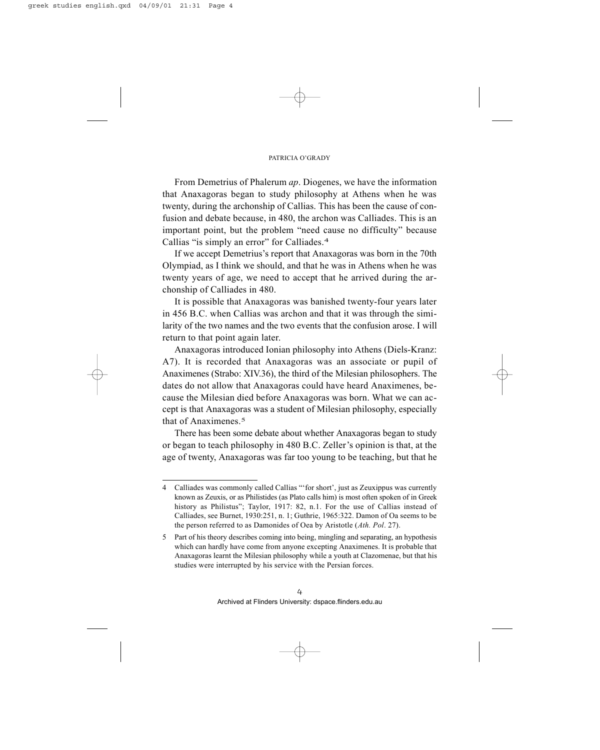From Demetrius of Phalerum *ap*. Diogenes, we have the information that Anaxagoras began to study philosophy at Athens when he was twenty, during the archonship of Callias. This has been the cause of confusion and debate because, in 480, the archon was Calliades. This is an important point, but the problem "need cause no difficulty" because Callias "is simply an error" for Calliades.[4]

If we accept Demetrius's report that Anaxagoras was born in the 70th Olympiad, as I think we should, and that he was in Athens when he was twenty years of age, we need to accept that he arrived during the archonship of Calliades in 480.

It is possible that Anaxagoras was banished twenty-four years later in 456 B.C. when Callias was archon and that it was through the similarity of the two names and the two events that the confusion arose. I will return to that point again later.

Anaxagoras introduced Ionian philosophy into Athens (Diels-Kranz: A7). It is recorded that Anaxagoras was an associate or pupil of Anaximenes (Strabo: XIV.36), the third of the Milesian philosophers. The dates do not allow that Anaxagoras could have heard Anaximenes, because the Milesian died before Anaxagoras was born. What we can accept is that Anaxagoras was a student of Milesian philosophy, especially that of Anaximenes.[5]

There has been some debate about whether Anaxagoras began to study or began to teach philosophy in 480 B.C. Zeller's opinion is that, at the age of twenty, Anaxagoras was far too young to be teaching, but that he

---

4 Calliades was commonly called Callias "'for short', just as Zeuxippus was currently known as Zeuxis, or as Philistides (as Plato calls him) is most often spoken of in Greek history as Philistus"; Taylor, 1917: 82, n.1. For the use of Callias instead of Calliades, see Burnet, 1930:251, n. 1; Guthrie, 1965:322. Damon of Oa seems to be the person referred to as Damonides of Oea by Aristotle (*Ath. Pol*. 27).

5 Part of his theory describes coming into being, mingling and separating, an hypothesis which can hardly have come from anyone excepting Anaximenes. It is probable that Anaxagoras learnt the Milesian philosophy while a youth at Clazomenae, but that his studies were interrupted by his service with the Persian forces.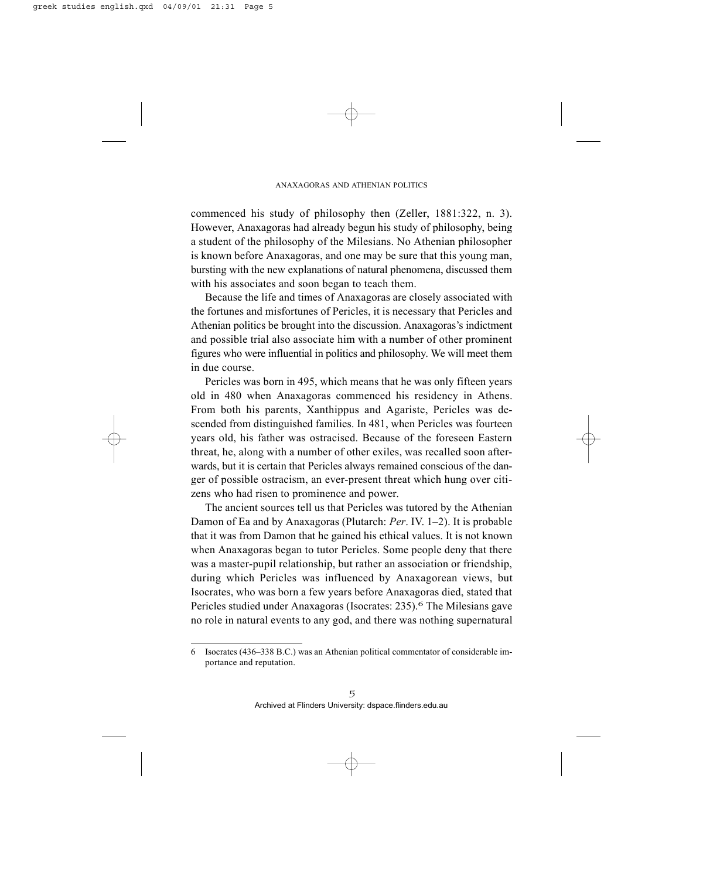commenced his study of philosophy then (Zeller, 1881:322, n. 3). However, Anaxagoras had already begun his study of philosophy, being a student of the philosophy of the Milesians. No Athenian philosopher is known before Anaxagoras, and one may be sure that this young man, bursting with the new explanations of natural phenomena, discussed them with his associates and soon began to teach them.

Because the life and times of Anaxagoras are closely associated with the fortunes and misfortunes of Pericles, it is necessary that Pericles and Athenian politics be brought into the discussion. Anaxagoras's indictment and possible trial also associate him with a number of other prominent figures who were influential in politics and philosophy. We will meet them in due course.

Pericles was born in 495, which means that he was only fifteen years old in 480 when Anaxagoras commenced his residency in Athens. From both his parents, Xanthippus and Agariste, Pericles was descended from distinguished families. In 481, when Pericles was fourteen years old, his father was ostracised. Because of the foreseen Eastern threat, he, along with a number of other exiles, was recalled soon afterwards, but it is certain that Pericles always remained conscious of the danger of possible ostracism, an ever-present threat which hung over citizens who had risen to prominence and power.

The ancient sources tell us that Pericles was tutored by the Athenian Damon of Ea and by Anaxagoras (Plutarch: *Per*. IV. 1–2). It is probable that it was from Damon that he gained his ethical values. It is not known when Anaxagoras began to tutor Pericles. Some people deny that there was a master-pupil relationship, but rather an association or friendship, during which Pericles was influenced by Anaxagorean views, but Isocrates, who was born a few years before Anaxagoras died, stated that Pericles studied under Anaxagoras (Isocrates: 235).[6] The Milesians gave no role in natural events to any god, and there was nothing supernatural

---

6 Isocrates (436–338 B.C.) was an Athenian political commentator of considerable importance and reputation.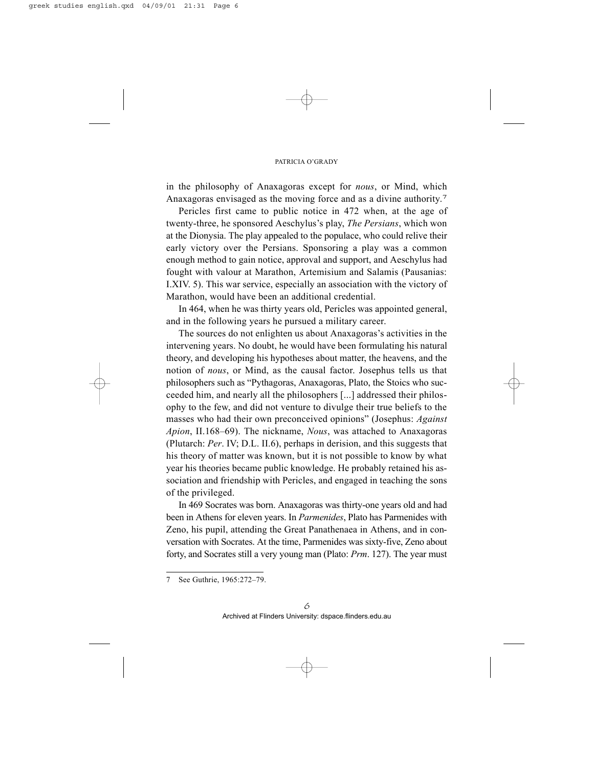in the philosophy of Anaxagoras except for *nous*, or Mind, which Anaxagoras envisaged as the moving force and as a divine authority.[7]

Pericles first came to public notice in 472 when, at the age of twenty-three, he sponsored Aeschylus's play, *The Persians*, which won at the Dionysia. The play appealed to the populace, who could relive their early victory over the Persians. Sponsoring a play was a common enough method to gain notice, approval and support, and Aeschylus had fought with valour at Marathon, Artemisium and Salamis (Pausanias: I.XIV. 5). This war service, especially an association with the victory of Marathon, would have been an additional credential.

In 464, when he was thirty years old, Pericles was appointed general, and in the following years he pursued a military career.

The sources do not enlighten us about Anaxagoras's activities in the intervening years. No doubt, he would have been formulating his natural theory, and developing his hypotheses about matter, the heavens, and the notion of *nous*, or Mind, as the causal factor. Josephus tells us that philosophers such as "Pythagoras, Anaxagoras, Plato, the Stoics who succeeded him, and nearly all the philosophers [...] addressed their philosophy to the few, and did not venture to divulge their true beliefs to the masses who had their own preconceived opinions" (Josephus: *Against Apion*, II.168–69). The nickname, *Nous*, was attached to Anaxagoras (Plutarch: *Per*. IV; D.L. II.6), perhaps in derision, and this suggests that his theory of matter was known, but it is not possible to know by what year his theories became public knowledge. He probably retained his association and friendship with Pericles, and engaged in teaching the sons of the privileged.

In 469 Socrates was born. Anaxagoras was thirty-one years old and had been in Athens for eleven years. In *Parmenides*, Plato has Parmenides with Zeno, his pupil, attending the Great Panathenaea in Athens, and in conversation with Socrates. At the time, Parmenides was sixty-five, Zeno about forty, and Socrates still a very young man (Plato: *Prm*. 127). The year must

7 See Guthrie, 1965:272–79.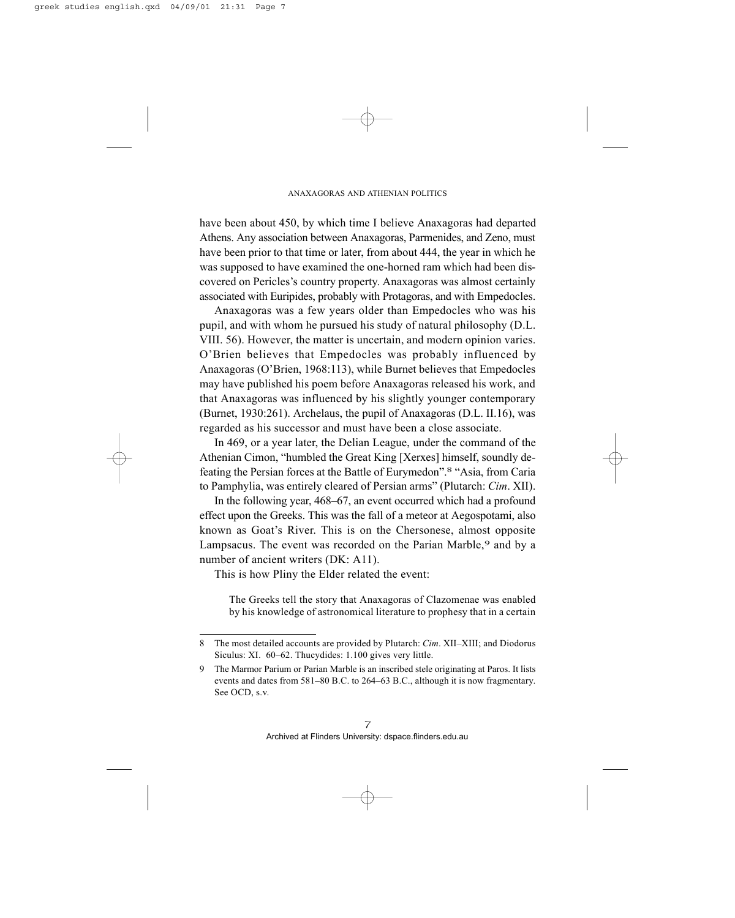have been about 450, by which time I believe Anaxagoras had departed Athens. Any association between Anaxagoras, Parmenides, and Zeno, must have been prior to that time or later, from about 444, the year in which he was supposed to have examined the one-horned ram which had been discovered on Pericles's country property. Anaxagoras was almost certainly associated with Euripides, probably with Protagoras, and with Empedocles.

Anaxagoras was a few years older than Empedocles who was his pupil, and with whom he pursued his study of natural philosophy (D.L. VIII. 56). However, the matter is uncertain, and modern opinion varies. O'Brien believes that Empedocles was probably influenced by Anaxagoras (O'Brien, 1968:113), while Burnet believes that Empedocles may have published his poem before Anaxagoras released his work, and that Anaxagoras was influenced by his slightly younger contemporary (Burnet, 1930:261). Archelaus, the pupil of Anaxagoras (D.L. II.16), was regarded as his successor and must have been a close associate.

In 469, or a year later, the Delian League, under the command of the Athenian Cimon, "humbled the Great King [Xerxes] himself, soundly defeating the Persian forces at the Battle of Eurymedon".[8] "Asia, from Caria to Pamphylia, was entirely cleared of Persian arms" (Plutarch: *Cim*. XII).

In the following year, 468–67, an event occurred which had a profound effect upon the Greeks. This was the fall of a meteor at Aegospotami, also known as Goat's River. This is on the Chersonese, almost opposite Lampsacus. The event was recorded on the Parian Marble,[9] and by a number of ancient writers (DK: A11).

This is how Pliny the Elder related the event:

> The Greeks tell the story that Anaxagoras of Clazomenae was enabled by his knowledge of astronomical literature to prophesy that in a certain

---

8 The most detailed accounts are provided by Plutarch: *Cim*. XII–XIII; and Diodorus Siculus: XI. 60–62. Thucydides: 1.100 gives very little.

9 The Marmor Parium or Parian Marble is an inscribed stele originating at Paros. It lists events and dates from 581–80 B.C. to 264–63 B.C., although it is now fragmentary. See OCD, s.v.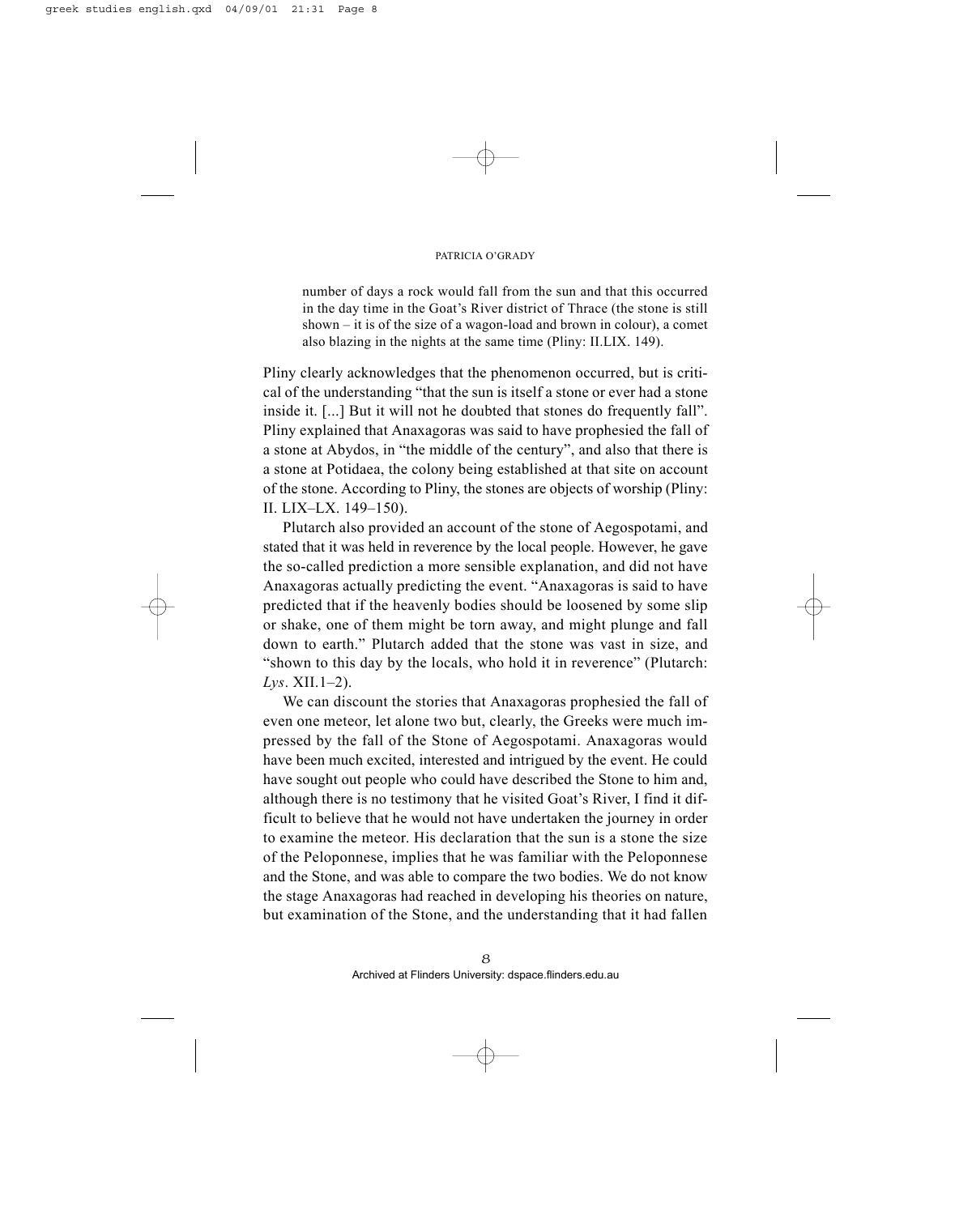> number of days a rock would fall from the sun and that this occurred in the day time in the Goat's River district of Thrace (the stone is still shown – it is of the size of a wagon-load and brown in colour), a comet also blazing in the nights at the same time (Pliny: II.LIX. 149).

Pliny clearly acknowledges that the phenomenon occurred, but is critical of the understanding "that the sun is itself a stone or ever had a stone inside it. [...] But it will not he doubted that stones do frequently fall". Pliny explained that Anaxagoras was said to have prophesied the fall of a stone at Abydos, in "the middle of the century", and also that there is a stone at Potidaea, the colony being established at that site on account of the stone. According to Pliny, the stones are objects of worship (Pliny: II. LIX–LX. 149–150).

Plutarch also provided an account of the stone of Aegospotami, and stated that it was held in reverence by the local people. However, he gave the so-called prediction a more sensible explanation, and did not have Anaxagoras actually predicting the event. "Anaxagoras is said to have predicted that if the heavenly bodies should be loosened by some slip or shake, one of them might be torn away, and might plunge and fall down to earth." Plutarch added that the stone was vast in size, and "shown to this day by the locals, who hold it in reverence" (Plutarch: *Lys*. XII.1–2).

We can discount the stories that Anaxagoras prophesied the fall of even one meteor, let alone two but, clearly, the Greeks were much impressed by the fall of the Stone of Aegospotami. Anaxagoras would have been much excited, interested and intrigued by the event. He could have sought out people who could have described the Stone to him and, although there is no testimony that he visited Goat's River, I find it difficult to believe that he would not have undertaken the journey in order to examine the meteor. His declaration that the sun is a stone the size of the Peloponnese, implies that he was familiar with the Peloponnese and the Stone, and was able to compare the two bodies. We do not know the stage Anaxagoras had reached in developing his theories on nature, but examination of the Stone, and the understanding that it had fallen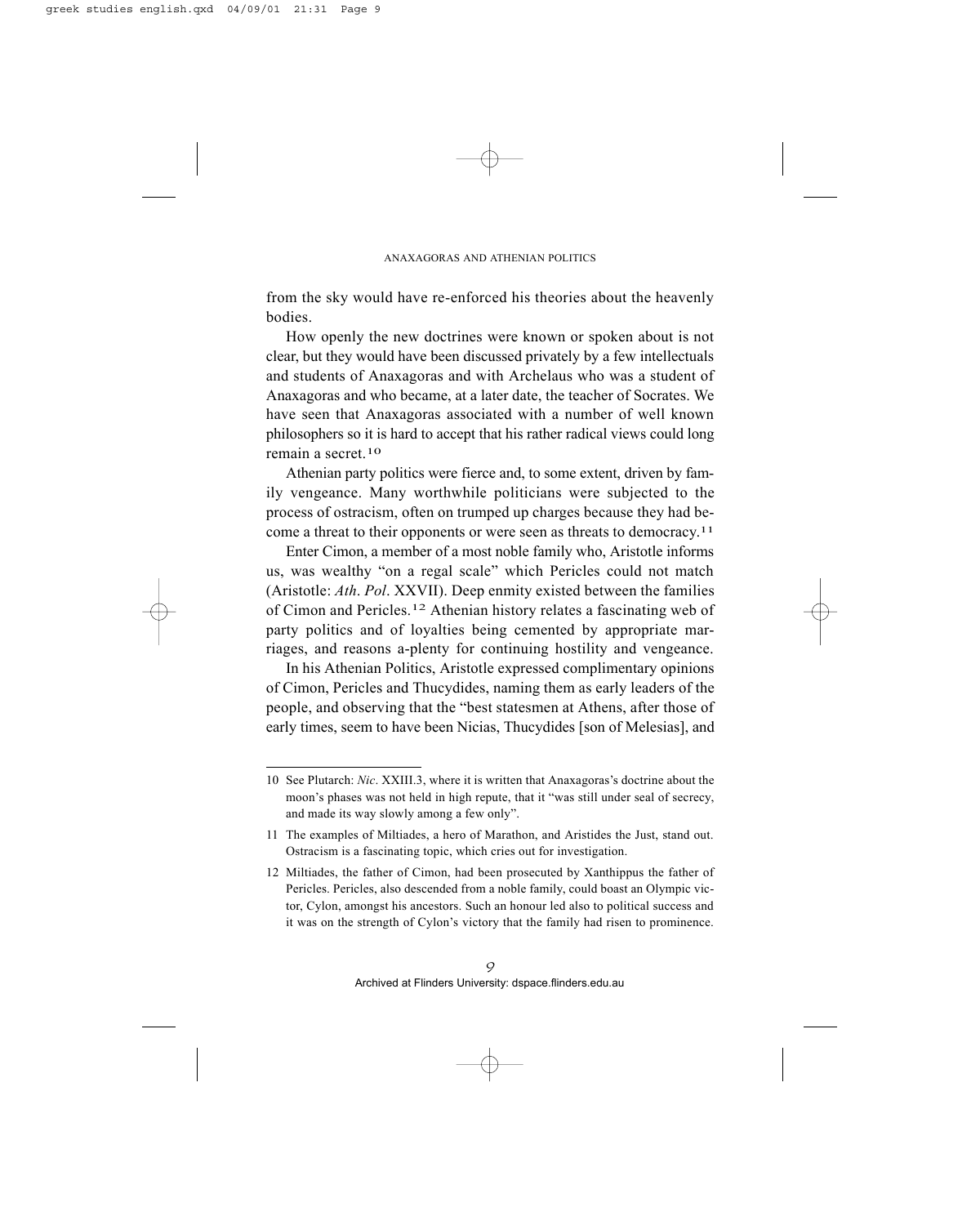from the sky would have re-enforced his theories about the heavenly bodies.

How openly the new doctrines were known or spoken about is not clear, but they would have been discussed privately by a few intellectuals and students of Anaxagoras and with Archelaus who was a student of Anaxagoras and who became, at a later date, the teacher of Socrates. We have seen that Anaxagoras associated with a number of well known philosophers so it is hard to accept that his rather radical views could long remain a secret.[10]

Athenian party politics were fierce and, to some extent, driven by family vengeance. Many worthwhile politicians were subjected to the process of ostracism, often on trumped up charges because they had become a threat to their opponents or were seen as threats to democracy.[11]

Enter Cimon, a member of a most noble family who, Aristotle informs us, was wealthy "on a regal scale" which Pericles could not match (Aristotle: *Ath. Pol*. XXVII). Deep enmity existed between the families of Cimon and Pericles.[12] Athenian history relates a fascinating web of party politics and of loyalties being cemented by appropriate marriages, and reasons a-plenty for continuing hostility and vengeance.

In his Athenian Politics, Aristotle expressed complimentary opinions of Cimon, Pericles and Thucydides, naming them as early leaders of the people, and observing that the "best statesmen at Athens, after those of early times, seem to have been Nicias, Thucydides [son of Melesias], and

---

10 See Plutarch: *Nic*. XXIII.3, where it is written that Anaxagoras's doctrine about the moon's phases was not held in high repute, that it "was still under seal of secrecy, and made its way slowly among a few only".

11 The examples of Miltiades, a hero of Marathon, and Aristides the Just, stand out. Ostracism is a fascinating topic, which cries out for investigation.

12 Miltiades, the father of Cimon, had been prosecuted by Xanthippus the father of Pericles. Pericles, also descended from a noble family, could boast an Olympic victor, Cylon, amongst his ancestors. Such an honour led also to political success and it was on the strength of Cylon's victory that the family had risen to prominence.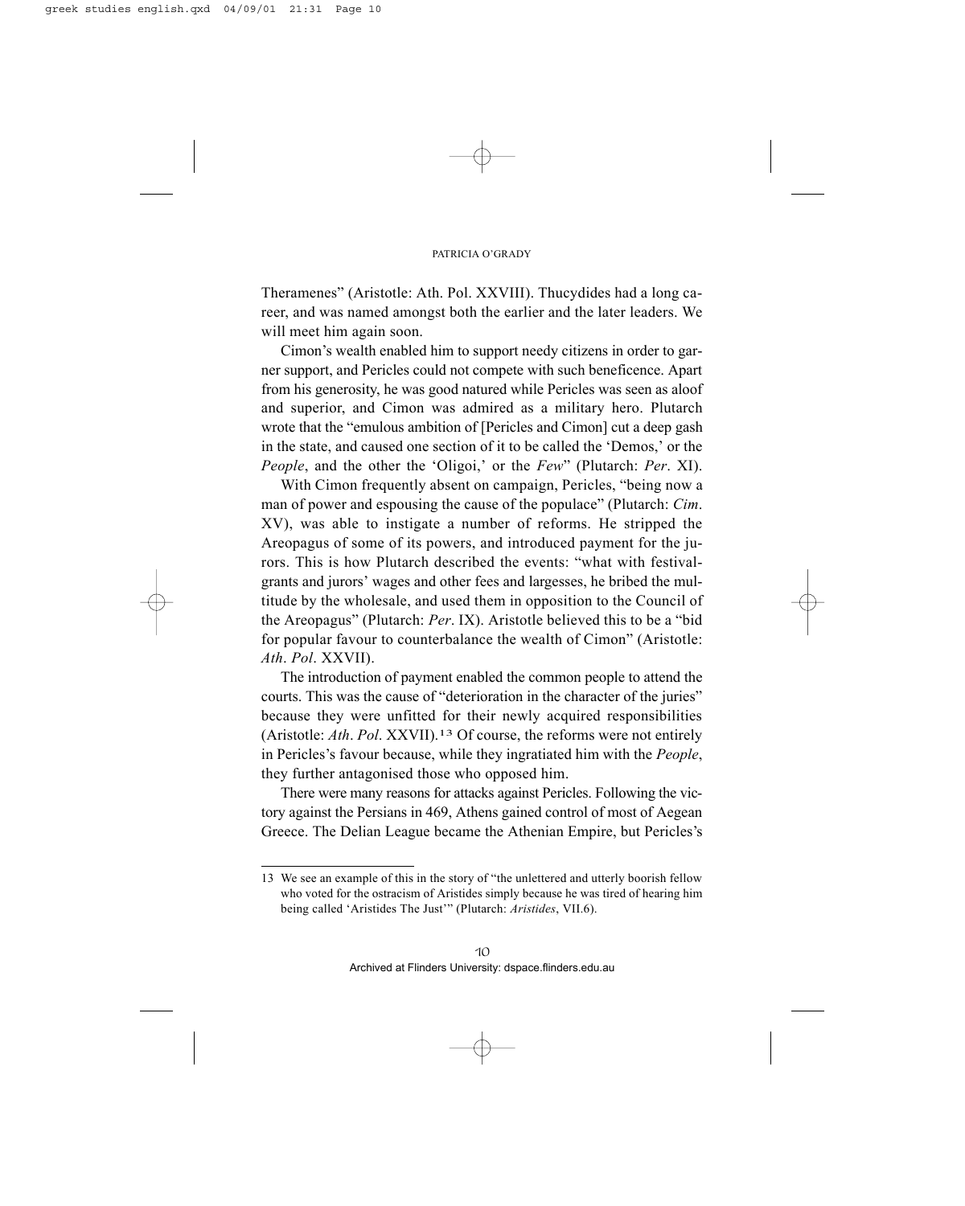Theramenes" (Aristotle: Ath. Pol. XXVIII). Thucydides had a long career, and was named amongst both the earlier and the later leaders. We will meet him again soon.

Cimon's wealth enabled him to support needy citizens in order to garner support, and Pericles could not compete with such beneficence. Apart from his generosity, he was good natured while Pericles was seen as aloof and superior, and Cimon was admired as a military hero. Plutarch wrote that the "emulous ambition of [Pericles and Cimon] cut a deep gash in the state, and caused one section of it to be called the 'Demos,' or the *People*, and the other the 'Oligoi,' or the *Few*" (Plutarch: *Per*. XI).

With Cimon frequently absent on campaign, Pericles, "being now a man of power and espousing the cause of the populace" (Plutarch: *Cim*. XV), was able to instigate a number of reforms. He stripped the Areopagus of some of its powers, and introduced payment for the jurors. This is how Plutarch described the events: "what with festival-grants and jurors' wages and other fees and largesses, he bribed the multitude by the wholesale, and used them in opposition to the Council of the Areopagus" (Plutarch: *Per*. IX). Aristotle believed this to be a "bid for popular favour to counterbalance the wealth of Cimon" (Aristotle: *Ath*. *Pol*. XXVII).

The introduction of payment enabled the common people to attend the courts. This was the cause of "deterioration in the character of the juries" because they were unfitted for their newly acquired responsibilities (Aristotle: *Ath*. *Pol*. XXVII).[13] Of course, the reforms were not entirely in Pericles's favour because, while they ingratiated him with the *People*, they further antagonised those who opposed him.

There were many reasons for attacks against Pericles. Following the victory against the Persians in 469, Athens gained control of most of Aegean Greece. The Delian League became the Athenian Empire, but Pericles's

---

13 We see an example of this in the story of "the unlettered and utterly boorish fellow who voted for the ostracism of Aristides simply because he was tired of hearing him being called 'Aristides The Just'" (Plutarch: *Aristides*, VII.6).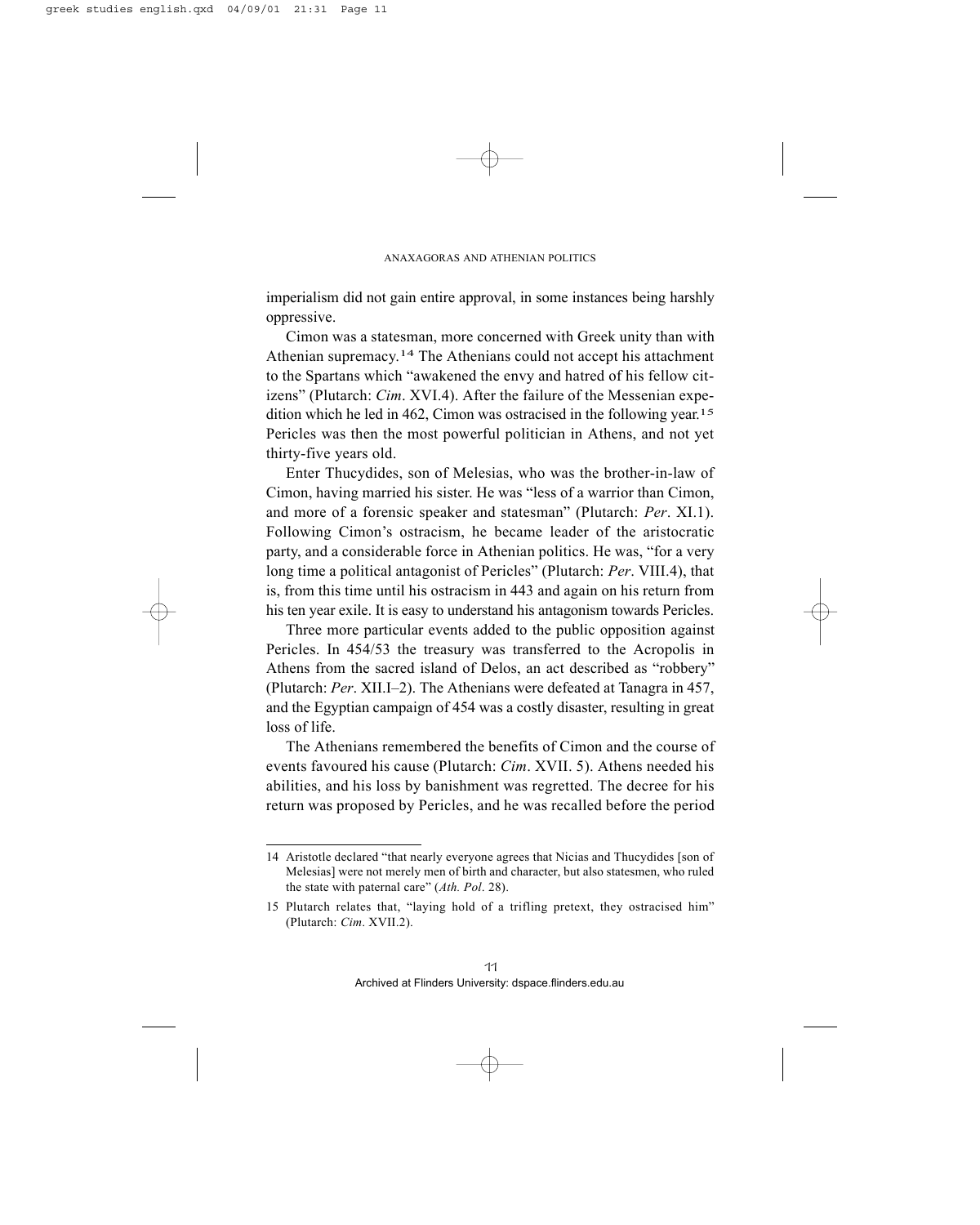imperialism did not gain entire approval, in some instances being harshly oppressive.

Cimon was a statesman, more concerned with Greek unity than with Athenian supremacy.[14] The Athenians could not accept his attachment to the Spartans which "awakened the envy and hatred of his fellow citizens" (Plutarch: *Cim*. XVI.4). After the failure of the Messenian expedition which he led in 462, Cimon was ostracised in the following year.[15] Pericles was then the most powerful politician in Athens, and not yet thirty-five years old.

Enter Thucydides, son of Melesias, who was the brother-in-law of Cimon, having married his sister. He was "less of a warrior than Cimon, and more of a forensic speaker and statesman" (Plutarch: *Per*. XI.1). Following Cimon's ostracism, he became leader of the aristocratic party, and a considerable force in Athenian politics. He was, "for a very long time a political antagonist of Pericles" (Plutarch: *Per*. VIII.4), that is, from this time until his ostracism in 443 and again on his return from his ten year exile. It is easy to understand his antagonism towards Pericles.

Three more particular events added to the public opposition against Pericles. In 454/53 the treasury was transferred to the Acropolis in Athens from the sacred island of Delos, an act described as "robbery" (Plutarch: *Per*. XII.I–2). The Athenians were defeated at Tanagra in 457, and the Egyptian campaign of 454 was a costly disaster, resulting in great loss of life.

The Athenians remembered the benefits of Cimon and the course of events favoured his cause (Plutarch: *Cim*. XVII. 5). Athens needed his abilities, and his loss by banishment was regretted. The decree for his return was proposed by Pericles, and he was recalled before the period

---

14 Aristotle declared "that nearly everyone agrees that Nicias and Thucydides [son of Melesias] were not merely men of birth and character, but also statesmen, who ruled the state with paternal care" (*Ath. Pol*. 28).

15 Plutarch relates that, "laying hold of a trifling pretext, they ostracised him" (Plutarch: *Cim*. XVII.2).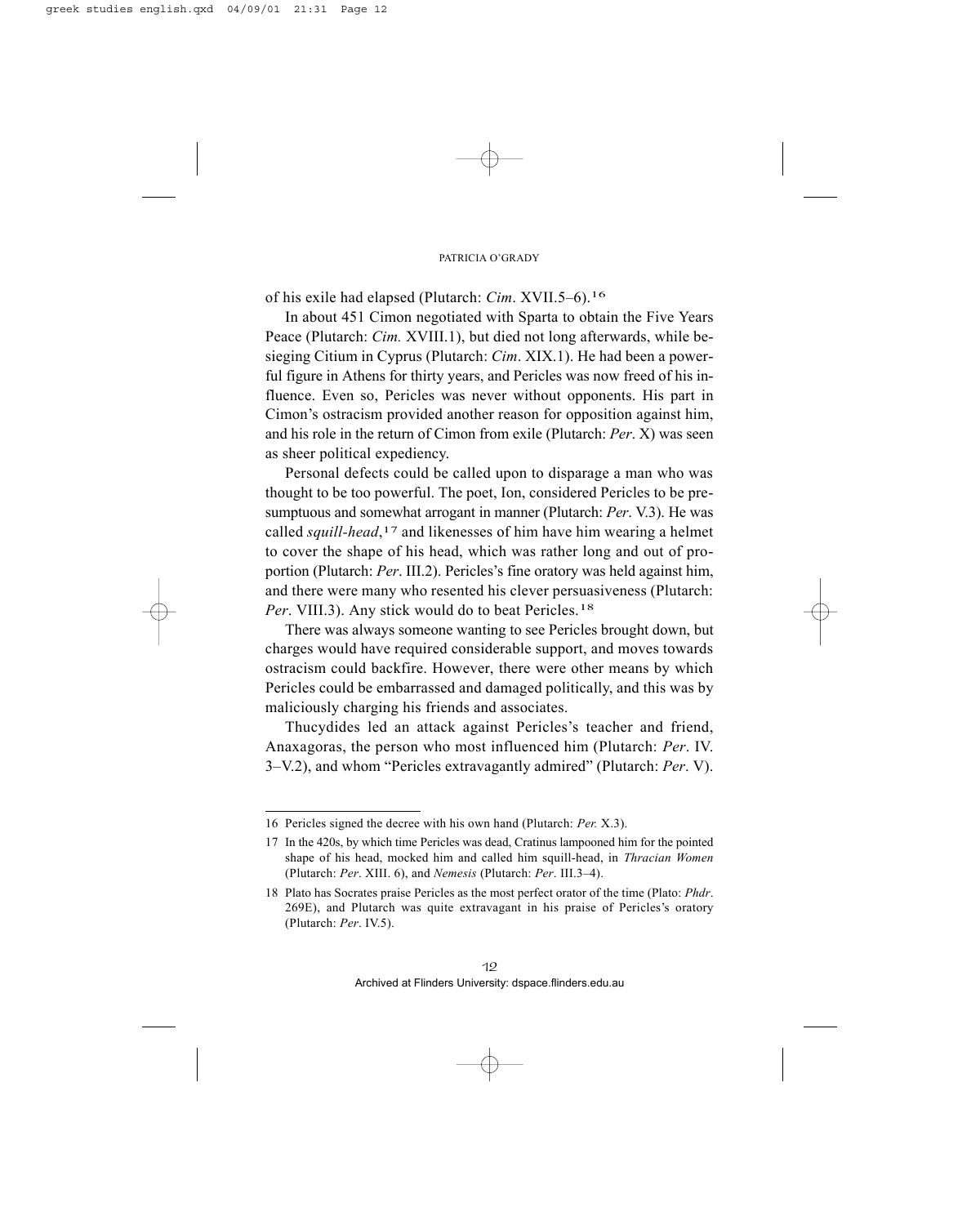of his exile had elapsed (Plutarch: *Cim*. XVII.5–6).[16]

In about 451 Cimon negotiated with Sparta to obtain the Five Years Peace (Plutarch: *Cim.* XVIII.1), but died not long afterwards, while besieging Citium in Cyprus (Plutarch: *Cim*. XIX.1). He had been a powerful figure in Athens for thirty years, and Pericles was now freed of his influence. Even so, Pericles was never without opponents. His part in Cimon's ostracism provided another reason for opposition against him, and his role in the return of Cimon from exile (Plutarch: *Per*. X) was seen as sheer political expediency.

Personal defects could be called upon to disparage a man who was thought to be too powerful. The poet, Ion, considered Pericles to be presumptuous and somewhat arrogant in manner (Plutarch: *Per*. V.3). He was called *squill-head*,[17] and likenesses of him have him wearing a helmet to cover the shape of his head, which was rather long and out of proportion (Plutarch: *Per*. III.2). Pericles's fine oratory was held against him, and there were many who resented his clever persuasiveness (Plutarch: *Per*. VIII.3). Any stick would do to beat Pericles.[18]

There was always someone wanting to see Pericles brought down, but charges would have required considerable support, and moves towards ostracism could backfire. However, there were other means by which Pericles could be embarrassed and damaged politically, and this was by maliciously charging his friends and associates.

Thucydides led an attack against Pericles's teacher and friend, Anaxagoras, the person who most influenced him (Plutarch: *Per*. IV. 3–V.2), and whom "Pericles extravagantly admired" (Plutarch: *Per*. V).

---

16 Pericles signed the decree with his own hand (Plutarch: *Per.* X.3).

17 In the 420s, by which time Pericles was dead, Cratinus lampooned him for the pointed shape of his head, mocked him and called him squill-head, in *Thracian Women* (Plutarch: *Per*. XIII. 6), and *Nemesis* (Plutarch: *Per*. III.3–4).

18 Plato has Socrates praise Pericles as the most perfect orator of the time (Plato: *Phdr*. 269E), and Plutarch was quite extravagant in his praise of Pericles's oratory (Plutarch: *Per*. IV.5).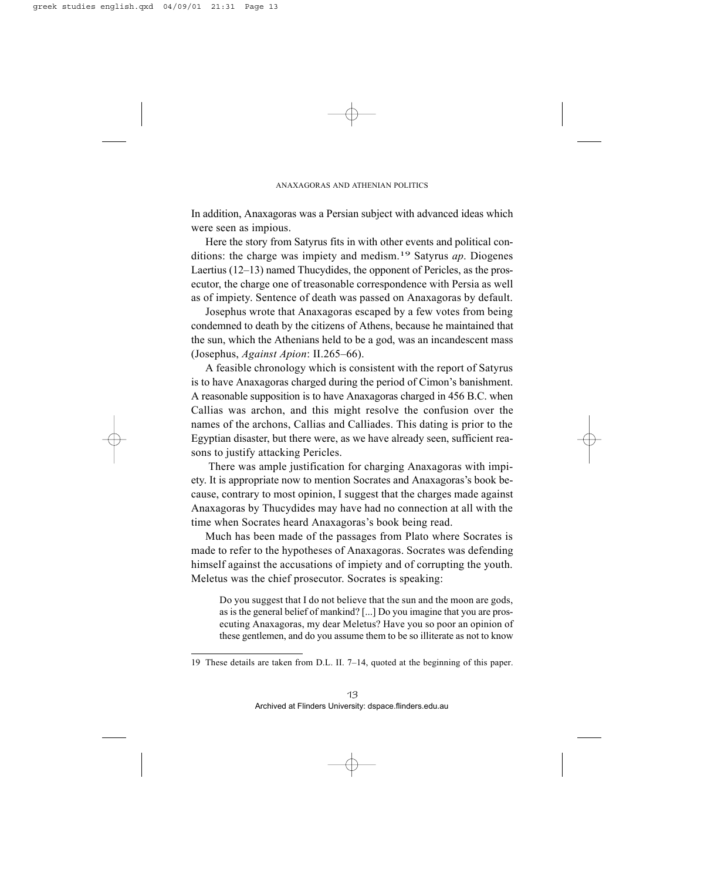In addition, Anaxagoras was a Persian subject with advanced ideas which were seen as impious.

Here the story from Satyrus fits in with other events and political conditions: the charge was impiety and medism.[19] Satyrus *ap*. Diogenes Laertius (12–13) named Thucydides, the opponent of Pericles, as the prosecutor, the charge one of treasonable correspondence with Persia as well as of impiety. Sentence of death was passed on Anaxagoras by default.

Josephus wrote that Anaxagoras escaped by a few votes from being condemned to death by the citizens of Athens, because he maintained that the sun, which the Athenians held to be a god, was an incandescent mass (Josephus, *Against Apion*: II.265–66).

A feasible chronology which is consistent with the report of Satyrus is to have Anaxagoras charged during the period of Cimon's banishment. A reasonable supposition is to have Anaxagoras charged in 456 B.C. when Callias was archon, and this might resolve the confusion over the names of the archons, Callias and Calliades. This dating is prior to the Egyptian disaster, but there were, as we have already seen, sufficient reasons to justify attacking Pericles.

There was ample justification for charging Anaxagoras with impiety. It is appropriate now to mention Socrates and Anaxagoras's book because, contrary to most opinion, I suggest that the charges made against Anaxagoras by Thucydides may have had no connection at all with the time when Socrates heard Anaxagoras's book being read.

Much has been made of the passages from Plato where Socrates is made to refer to the hypotheses of Anaxagoras. Socrates was defending himself against the accusations of impiety and of corrupting the youth. Meletus was the chief prosecutor. Socrates is speaking:

> Do you suggest that I do not believe that the sun and the moon are gods, as is the general belief of mankind? [...] Do you imagine that you are prosecuting Anaxagoras, my dear Meletus? Have you so poor an opinion of these gentlemen, and do you assume them to be so illiterate as not to know

---

19 These details are taken from D.L. II. 7–14, quoted at the beginning of this paper.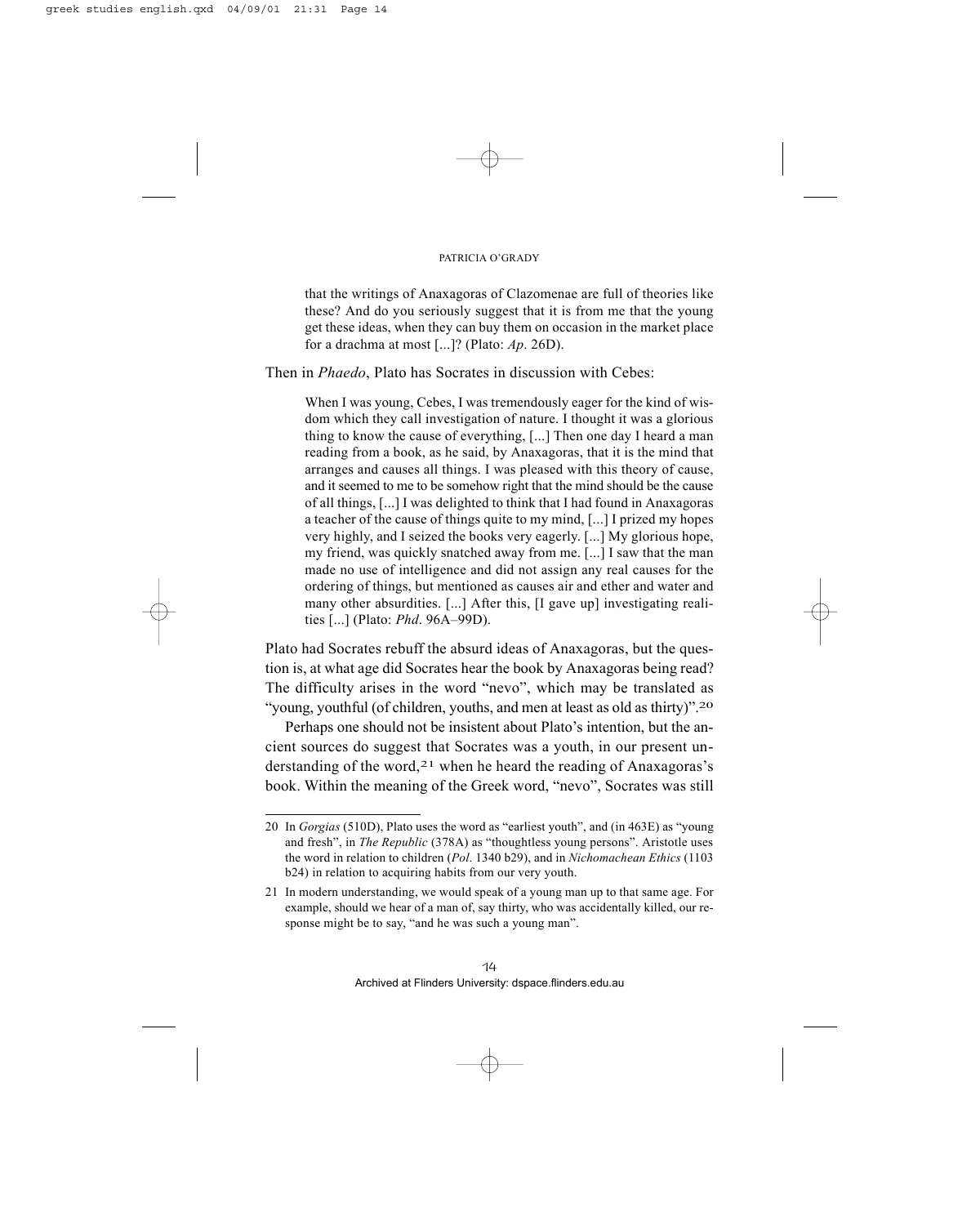> that the writings of Anaxagoras of Clazomenae are full of theories like these? And do you seriously suggest that it is from me that the young get these ideas, when they can buy them on occasion in the market place for a drachma at most [...]? (Plato: *Ap*. 26D).

Then in *Phaedo*, Plato has Socrates in discussion with Cebes:

> When I was young, Cebes, I was tremendously eager for the kind of wisdom which they call investigation of nature. I thought it was a glorious thing to know the cause of everything, [...] Then one day I heard a man reading from a book, as he said, by Anaxagoras, that it is the mind that arranges and causes all things. I was pleased with this theory of cause, and it seemed to me to be somehow right that the mind should be the cause of all things, [...] I was delighted to think that I had found in Anaxagoras a teacher of the cause of things quite to my mind, [...] I prized my hopes very highly, and I seized the books very eagerly. [...] My glorious hope, my friend, was quickly snatched away from me. [...] I saw that the man made no use of intelligence and did not assign any real causes for the ordering of things, but mentioned as causes air and ether and water and many other absurdities. [...] After this, [I gave up] investigating realities [...] (Plato: *Phd*. 96A–99D).

Plato had Socrates rebuff the absurd ideas of Anaxagoras, but the question is, at what age did Socrates hear the book by Anaxagoras being read? The difficulty arises in the word "nevo", which may be translated as "young, youthful (of children, youths, and men at least as old as thirty)".[20]

Perhaps one should not be insistent about Plato's intention, but the ancient sources do suggest that Socrates was a youth, in our present understanding of the word,[21] when he heard the reading of Anaxagoras's book. Within the meaning of the Greek word, "nevo", Socrates was still

---

20 In *Gorgias* (510D), Plato uses the word as "earliest youth", and (in 463E) as "young and fresh", in *The Republic* (378A) as "thoughtless young persons". Aristotle uses the word in relation to children (*Pol*. 1340 b29), and in *Nichomachean Ethics* (1103 b24) in relation to acquiring habits from our very youth.

21 In modern understanding, we would speak of a young man up to that same age. For example, should we hear of a man of, say thirty, who was accidentally killed, our response might be to say, "and he was such a young man".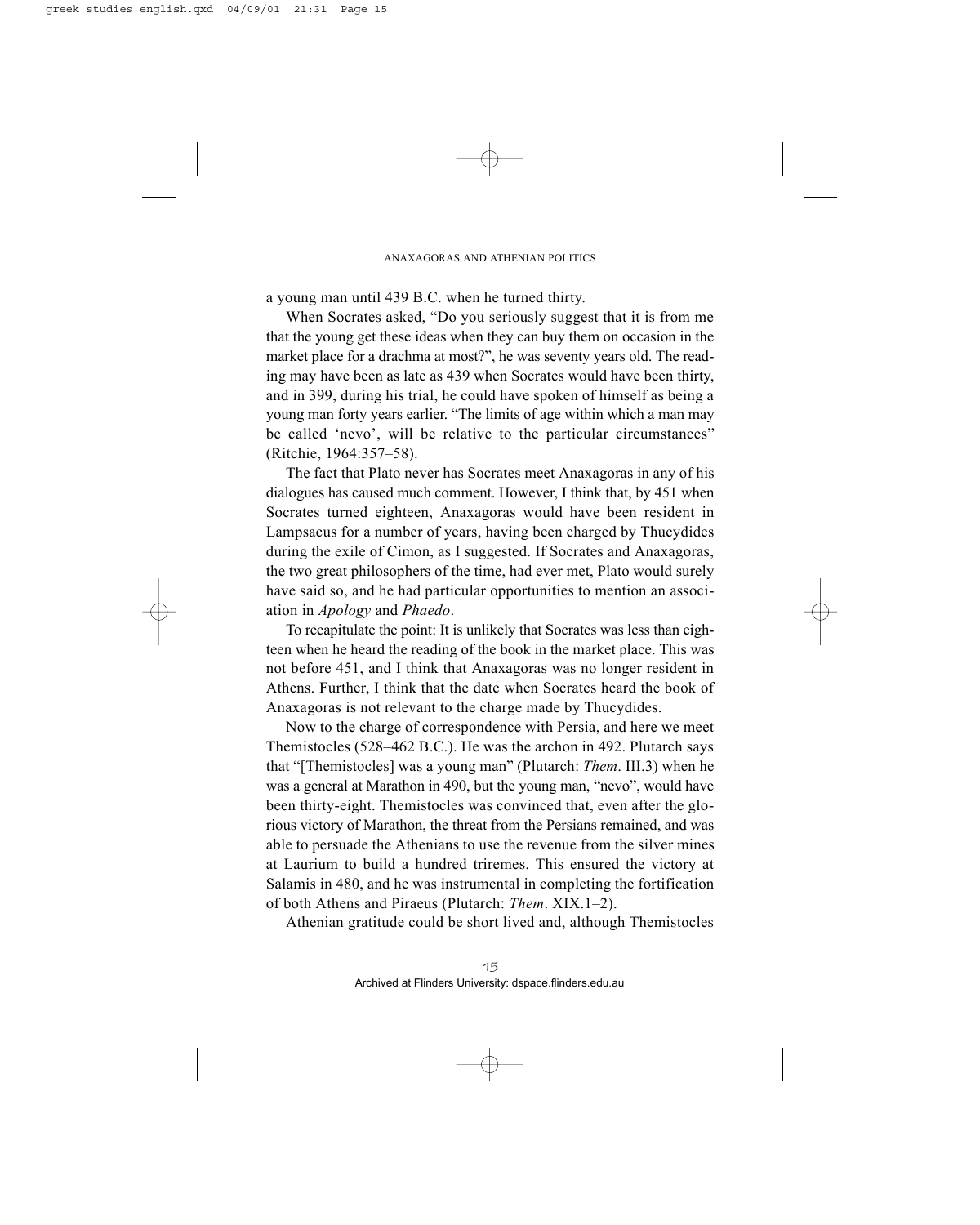a young man until 439 B.C. when he turned thirty.

When Socrates asked, "Do you seriously suggest that it is from me that the young get these ideas when they can buy them on occasion in the market place for a drachma at most?", he was seventy years old. The reading may have been as late as 439 when Socrates would have been thirty, and in 399, during his trial, he could have spoken of himself as being a young man forty years earlier. "The limits of age within which a man may be called 'nevo', will be relative to the particular circumstances" (Ritchie, 1964:357–58).

The fact that Plato never has Socrates meet Anaxagoras in any of his dialogues has caused much comment. However, I think that, by 451 when Socrates turned eighteen, Anaxagoras would have been resident in Lampsacus for a number of years, having been charged by Thucydides during the exile of Cimon, as I suggested. If Socrates and Anaxagoras, the two great philosophers of the time, had ever met, Plato would surely have said so, and he had particular opportunities to mention an association in *Apology* and *Phaedo*.

To recapitulate the point: It is unlikely that Socrates was less than eighteen when he heard the reading of the book in the market place. This was not before 451, and I think that Anaxagoras was no longer resident in Athens. Further, I think that the date when Socrates heard the book of Anaxagoras is not relevant to the charge made by Thucydides.

Now to the charge of correspondence with Persia, and here we meet Themistocles (528–462 B.C.). He was the archon in 492. Plutarch says that "[Themistocles] was a young man" (Plutarch: *Them*. III.3) when he was a general at Marathon in 490, but the young man, "nevo", would have been thirty-eight. Themistocles was convinced that, even after the glorious victory of Marathon, the threat from the Persians remained, and was able to persuade the Athenians to use the revenue from the silver mines at Laurium to build a hundred triremes. This ensured the victory at Salamis in 480, and he was instrumental in completing the fortification of both Athens and Piraeus (Plutarch: *Them*. XIX.1–2).

Athenian gratitude could be short lived and, although Themistocles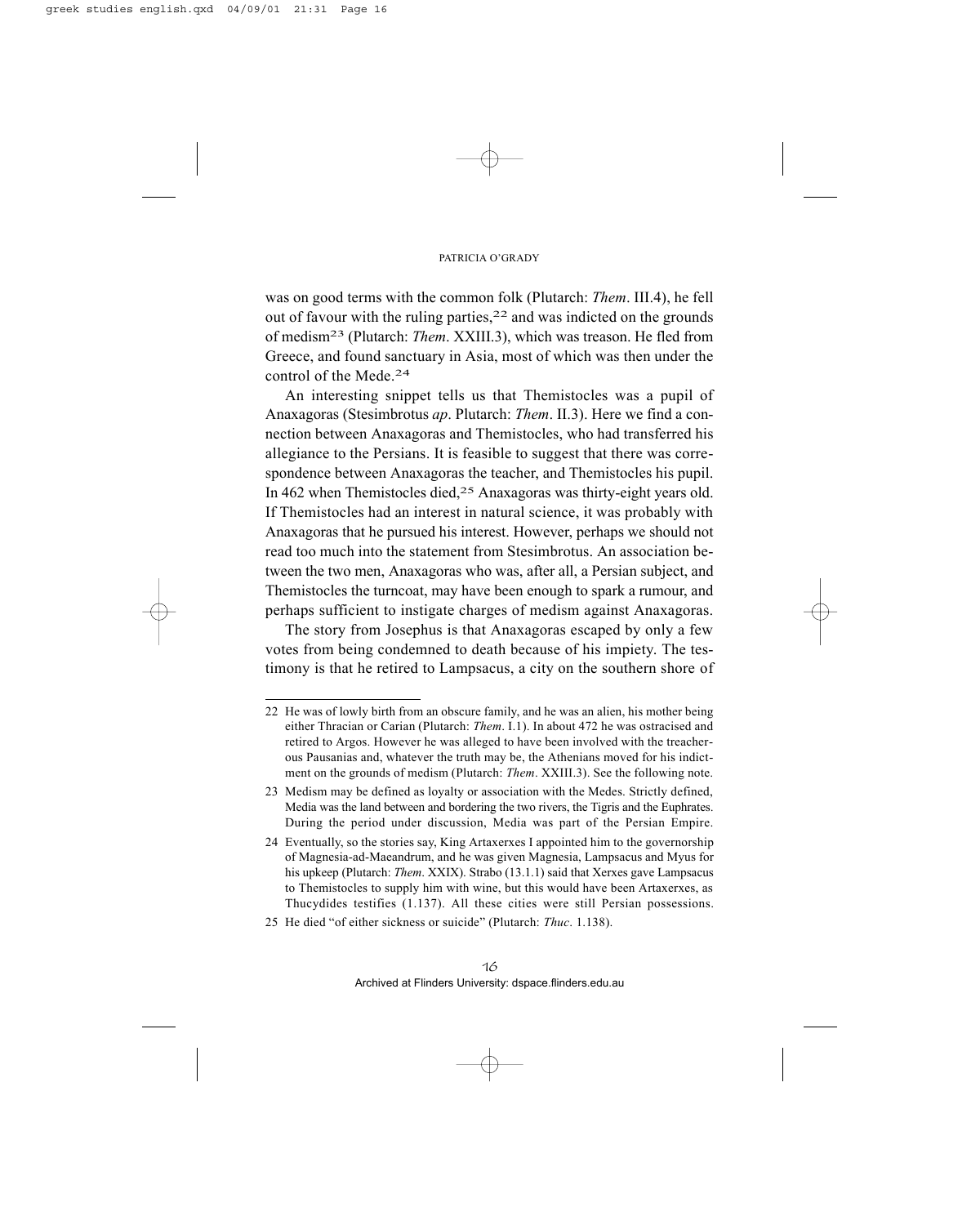was on good terms with the common folk (Plutarch: *Them*. III.4), he fell out of favour with the ruling parties,[22] and was indicted on the grounds of medism[23] (Plutarch: *Them*. XXIII.3), which was treason. He fled from Greece, and found sanctuary in Asia, most of which was then under the control of the Mede.[24]

An interesting snippet tells us that Themistocles was a pupil of Anaxagoras (Stesimbrotus *ap*. Plutarch: *Them*. II.3). Here we find a connection between Anaxagoras and Themistocles, who had transferred his allegiance to the Persians. It is feasible to suggest that there was correspondence between Anaxagoras the teacher, and Themistocles his pupil. In 462 when Themistocles died,[25] Anaxagoras was thirty-eight years old. If Themistocles had an interest in natural science, it was probably with Anaxagoras that he pursued his interest. However, perhaps we should not read too much into the statement from Stesimbrotus. An association between the two men, Anaxagoras who was, after all, a Persian subject, and Themistocles the turncoat, may have been enough to spark a rumour, and perhaps sufficient to instigate charges of medism against Anaxagoras.

The story from Josephus is that Anaxagoras escaped by only a few votes from being condemned to death because of his impiety. The testimony is that he retired to Lampsacus, a city on the southern shore of

---

22 He was of lowly birth from an obscure family, and he was an alien, his mother being either Thracian or Carian (Plutarch: *Them*. I.1). In about 472 he was ostracised and retired to Argos. However he was alleged to have been involved with the treacherous Pausanias and, whatever the truth may be, the Athenians moved for his indictment on the grounds of medism (Plutarch: *Them*. XXIII.3). See the following note.

23 Medism may be defined as loyalty or association with the Medes. Strictly defined, Media was the land between and bordering the two rivers, the Tigris and the Euphrates. During the period under discussion, Media was part of the Persian Empire.

24 Eventually, so the stories say, King Artaxerxes I appointed him to the governorship of Magnesia-ad-Maeandrum, and he was given Magnesia, Lampsacus and Myus for his upkeep (Plutarch: *Them*. XXIX). Strabo (13.1.1) said that Xerxes gave Lampsacus to Themistocles to supply him with wine, but this would have been Artaxerxes, as Thucydides testifies (1.137). All these cities were still Persian possessions.

25 He died "of either sickness or suicide" (Plutarch: *Thuc*. 1.138).

Archived at Flinders University: dspace.flinders.edu.au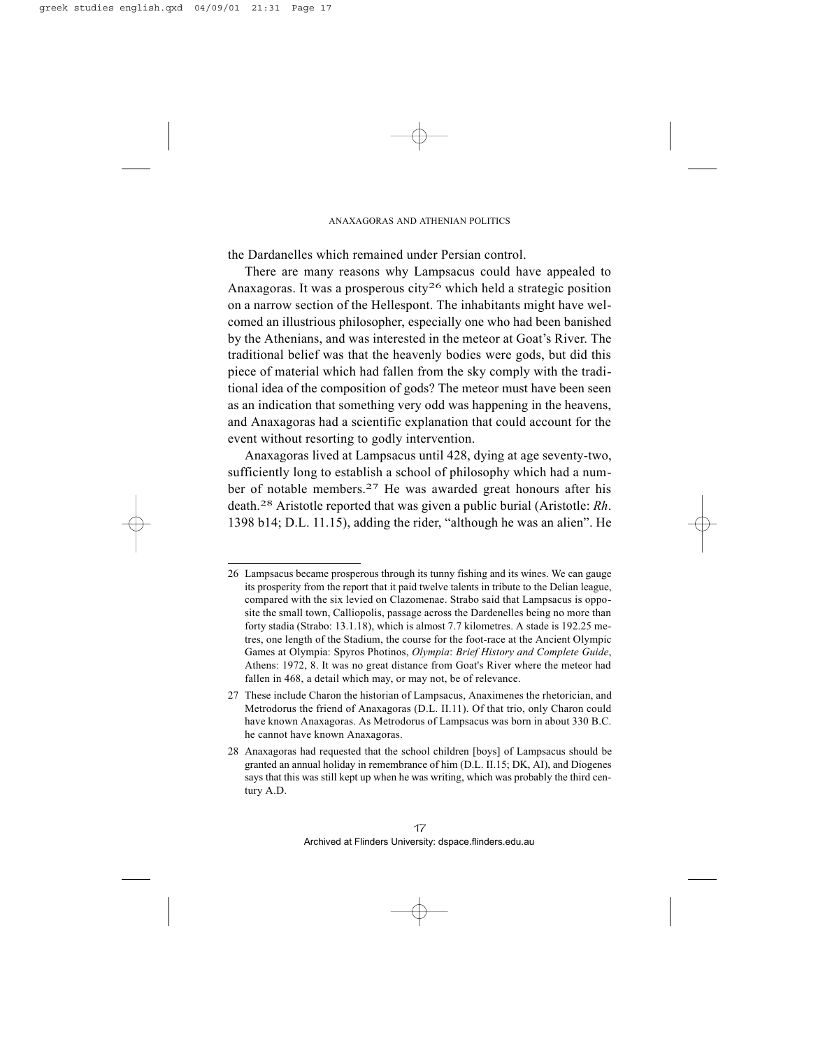the Dardanelles which remained under Persian control.

There are many reasons why Lampsacus could have appealed to Anaxagoras. It was a prosperous city[26] which held a strategic position on a narrow section of the Hellespont. The inhabitants might have welcomed an illustrious philosopher, especially one who had been banished by the Athenians, and was interested in the meteor at Goat's River. The traditional belief was that the heavenly bodies were gods, but did this piece of material which had fallen from the sky comply with the traditional idea of the composition of gods? The meteor must have been seen as an indication that something very odd was happening in the heavens, and Anaxagoras had a scientific explanation that could account for the event without resorting to godly intervention.

Anaxagoras lived at Lampsacus until 428, dying at age seventy-two, sufficiently long to establish a school of philosophy which had a number of notable members.[27] He was awarded great honours after his death.[28] Aristotle reported that was given a public burial (Aristotle: *Rh*. 1398 b14; D.L. 11.15), adding the rider, "although he was an alien". He

---

26 Lampsacus became prosperous through its tunny fishing and its wines. We can gauge its prosperity from the report that it paid twelve talents in tribute to the Delian league, compared with the six levied on Clazomenae. Strabo said that Lampsacus is opposite the small town, Calliopolis, passage across the Dardenelles being no more than forty stadia (Strabo: 13.1.18), which is almost 7.7 kilometres. A stade is 192.25 metres, one length of the Stadium, the course for the foot-race at the Ancient Olympic Games at Olympia: Spyros Photinos, *Olympia*: *Brief History and Complete Guide*, Athens: 1972, 8. It was no great distance from Goat's River where the meteor had fallen in 468, a detail which may, or may not, be of relevance.

27 These include Charon the historian of Lampsacus, Anaximenes the rhetorician, and Metrodorus the friend of Anaxagoras (D.L. II.11). Of that trio, only Charon could have known Anaxagoras. As Metrodorus of Lampsacus was born in about 330 B.C. he cannot have known Anaxagoras.

28 Anaxagoras had requested that the school children [boys] of Lampsacus should be granted an annual holiday in remembrance of him (D.L. II.15; DK, AI), and Diogenes says that this was still kept up when he was writing, which was probably the third century A.D.

Archived at Flinders University: dspace.flinders.edu.au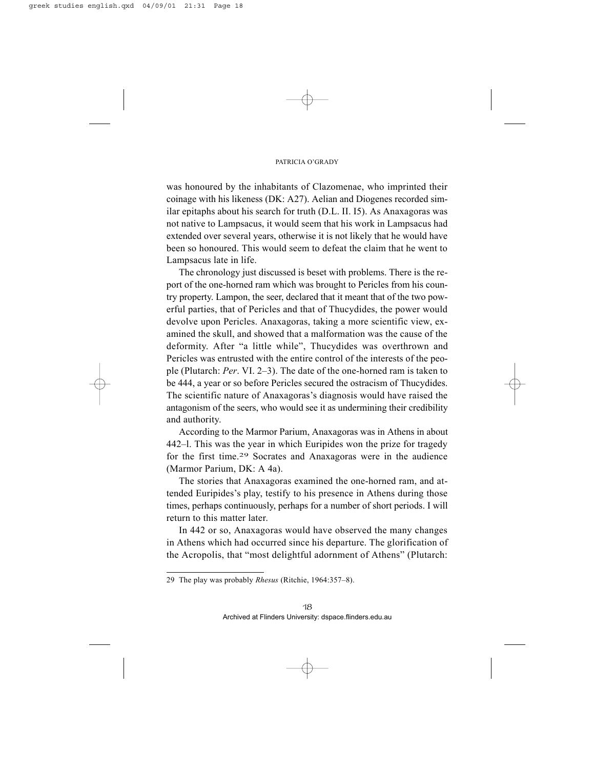was honoured by the inhabitants of Clazomenae, who imprinted their coinage with his likeness (DK: A27). Aelian and Diogenes recorded similar epitaphs about his search for truth (D.L. II. I5). As Anaxagoras was not native to Lampsacus, it would seem that his work in Lampsacus had extended over several years, otherwise it is not likely that he would have been so honoured. This would seem to defeat the claim that he went to Lampsacus late in life.

The chronology just discussed is beset with problems. There is the report of the one-horned ram which was brought to Pericles from his country property. Lampon, the seer, declared that it meant that of the two powerful parties, that of Pericles and that of Thucydides, the power would devolve upon Pericles. Anaxagoras, taking a more scientific view, examined the skull, and showed that a malformation was the cause of the deformity. After "a little while", Thucydides was overthrown and Pericles was entrusted with the entire control of the interests of the people (Plutarch: *Per*. VI. 2–3). The date of the one-horned ram is taken to be 444, a year or so before Pericles secured the ostracism of Thucydides. The scientific nature of Anaxagoras's diagnosis would have raised the antagonism of the seers, who would see it as undermining their credibility and authority.

According to the Marmor Parium, Anaxagoras was in Athens in about 442–l. This was the year in which Euripides won the prize for tragedy for the first time.[29] Socrates and Anaxagoras were in the audience (Marmor Parium, DK: A 4a).

The stories that Anaxagoras examined the one-horned ram, and attended Euripides's play, testify to his presence in Athens during those times, perhaps continuously, perhaps for a number of short periods. I will return to this matter later.

In 442 or so, Anaxagoras would have observed the many changes in Athens which had occurred since his departure. The glorification of the Acropolis, that "most delightful adornment of Athens" (Plutarch:

---

29 The play was probably *Rhesus* (Ritchie, 1964:357–8).

Archived at Flinders University: dspace.flinders.edu.au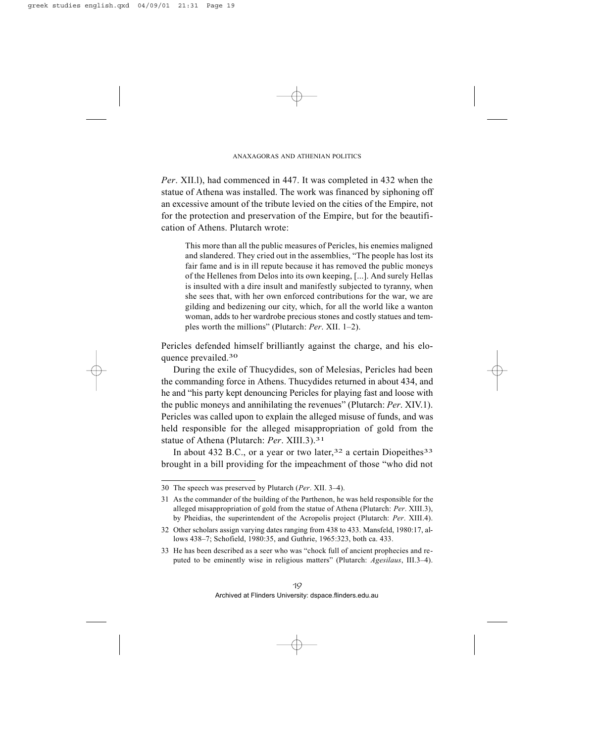*Per*. XII.l), had commenced in 447. It was completed in 432 when the statue of Athena was installed. The work was financed by siphoning off an excessive amount of the tribute levied on the cities of the Empire, not for the protection and preservation of the Empire, but for the beautification of Athens. Plutarch wrote:

> This more than all the public measures of Pericles, his enemies maligned and slandered. They cried out in the assemblies, "The people has lost its fair fame and is in ill repute because it has removed the public moneys of the Hellenes from Delos into its own keeping, [...]. And surely Hellas is insulted with a dire insult and manifestly subjected to tyranny, when she sees that, with her own enforced contributions for the war, we are gilding and bedizening our city, which, for all the world like a wanton woman, adds to her wardrobe precious stones and costly statues and temples worth the millions" (Plutarch: *Per*. XII. 1–2).

Pericles defended himself brilliantly against the charge, and his eloquence prevailed.[30]

During the exile of Thucydides, son of Melesias, Pericles had been the commanding force in Athens. Thucydides returned in about 434, and he and "his party kept denouncing Pericles for playing fast and loose with the public moneys and annihilating the revenues" (Plutarch: *Per*. XIV.1). Pericles was called upon to explain the alleged misuse of funds, and was held responsible for the alleged misappropriation of gold from the statue of Athena (Plutarch: *Per*. XIII.3).[31]

In about 432 B.C., or a year or two later,[32] a certain Diopeithes[33] brought in a bill providing for the impeachment of those "who did not

---

30 The speech was preserved by Plutarch (*Per*. XII. 3–4).

31 As the commander of the building of the Parthenon, he was held responsible for the alleged misappropriation of gold from the statue of Athena (Plutarch: *Per*. XIII.3), by Pheidias, the superintendent of the Acropolis project (Plutarch: *Per*. XIII.4).

32 Other scholars assign varying dates ranging from 438 to 433. Mansfeld, 1980:17, allows 438–7; Schofield, 1980:35, and Guthrie, 1965:323, both ca. 433.

33 He has been described as a seer who was "chock full of ancient prophecies and reputed to be eminently wise in religious matters" (Plutarch: *Agesilaus*, III.3–4).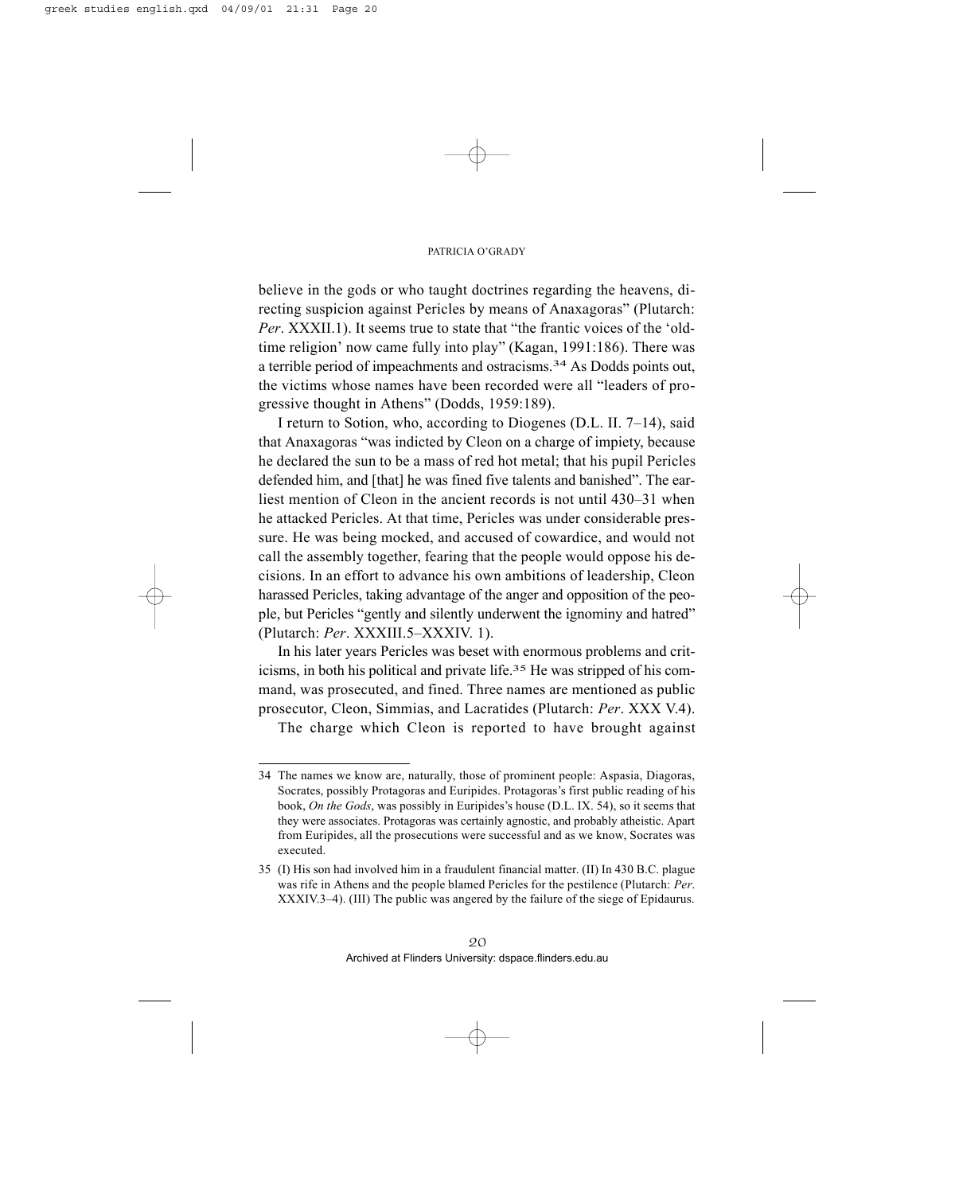believe in the gods or who taught doctrines regarding the heavens, directing suspicion against Pericles by means of Anaxagoras" (Plutarch: *Per*. XXXII.1). It seems true to state that "the frantic voices of the 'old-time religion' now came fully into play" (Kagan, 1991:186). There was a terrible period of impeachments and ostracisms.[34] As Dodds points out, the victims whose names have been recorded were all "leaders of progressive thought in Athens" (Dodds, 1959:189).

I return to Sotion, who, according to Diogenes (D.L. II. 7–14), said that Anaxagoras "was indicted by Cleon on a charge of impiety, because he declared the sun to be a mass of red hot metal; that his pupil Pericles defended him, and [that] he was fined five talents and banished". The earliest mention of Cleon in the ancient records is not until 430–31 when he attacked Pericles. At that time, Pericles was under considerable pressure. He was being mocked, and accused of cowardice, and would not call the assembly together, fearing that the people would oppose his decisions. In an effort to advance his own ambitions of leadership, Cleon harassed Pericles, taking advantage of the anger and opposition of the people, but Pericles "gently and silently underwent the ignominy and hatred" (Plutarch: *Per*. XXXIII.5–XXXIV. 1).

In his later years Pericles was beset with enormous problems and criticisms, in both his political and private life.[35] He was stripped of his command, was prosecuted, and fined. Three names are mentioned as public prosecutor, Cleon, Simmias, and Lacratides (Plutarch: *Per*. XXX V.4).

The charge which Cleon is reported to have brought against

---

34 The names we know are, naturally, those of prominent people: Aspasia, Diagoras, Socrates, possibly Protagoras and Euripides. Protagoras's first public reading of his book, *On the Gods*, was possibly in Euripides's house (D.L. IX. 54), so it seems that they were associates. Protagoras was certainly agnostic, and probably atheistic. Apart from Euripides, all the prosecutions were successful and as we know, Socrates was executed.

35 (I) His son had involved him in a fraudulent financial matter. (II) In 430 B.C. plague was rife in Athens and the people blamed Pericles for the pestilence (Plutarch: *Per*. XXXIV.3–4). (III) The public was angered by the failure of the siege of Epidaurus.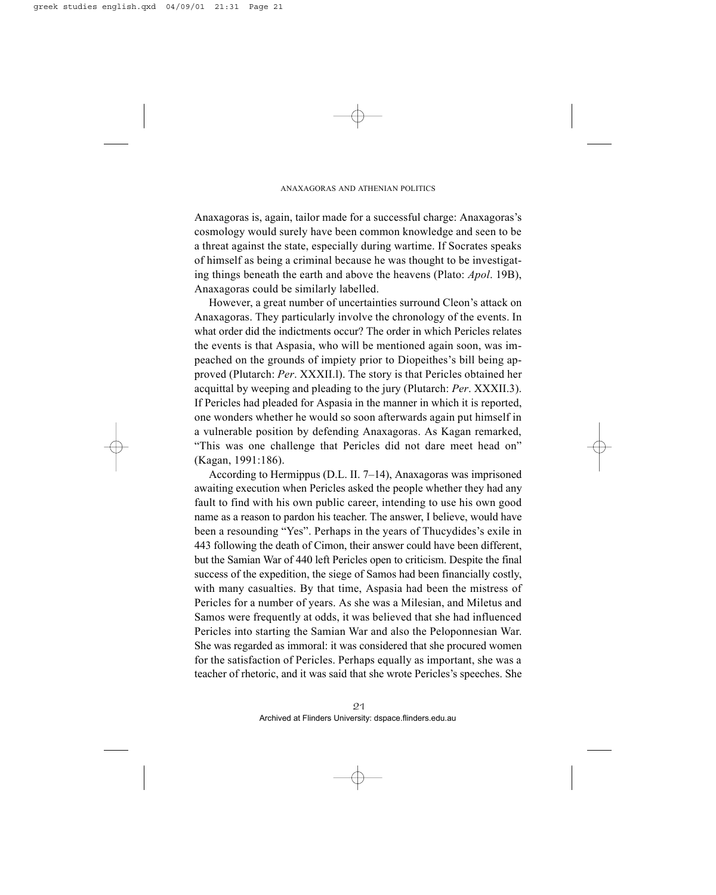Anaxagoras is, again, tailor made for a successful charge: Anaxagoras's cosmology would surely have been common knowledge and seen to be a threat against the state, especially during wartime. If Socrates speaks of himself as being a criminal because he was thought to be investigating things beneath the earth and above the heavens (Plato: *Apol*. 19B), Anaxagoras could be similarly labelled.

However, a great number of uncertainties surround Cleon's attack on Anaxagoras. They particularly involve the chronology of the events. In what order did the indictments occur? The order in which Pericles relates the events is that Aspasia, who will be mentioned again soon, was impeached on the grounds of impiety prior to Diopeithes's bill being approved (Plutarch: *Per*. XXXII.l). The story is that Pericles obtained her acquittal by weeping and pleading to the jury (Plutarch: *Per*. XXXII.3). If Pericles had pleaded for Aspasia in the manner in which it is reported, one wonders whether he would so soon afterwards again put himself in a vulnerable position by defending Anaxagoras. As Kagan remarked, "This was one challenge that Pericles did not dare meet head on" (Kagan, 1991:186).

According to Hermippus (D.L. II. 7–14), Anaxagoras was imprisoned awaiting execution when Pericles asked the people whether they had any fault to find with his own public career, intending to use his own good name as a reason to pardon his teacher. The answer, I believe, would have been a resounding "Yes". Perhaps in the years of Thucydides's exile in 443 following the death of Cimon, their answer could have been different, but the Samian War of 440 left Pericles open to criticism. Despite the final success of the expedition, the siege of Samos had been financially costly, with many casualties. By that time, Aspasia had been the mistress of Pericles for a number of years. As she was a Milesian, and Miletus and Samos were frequently at odds, it was believed that she had influenced Pericles into starting the Samian War and also the Peloponnesian War. She was regarded as immoral: it was considered that she procured women for the satisfaction of Pericles. Perhaps equally as important, she was a teacher of rhetoric, and it was said that she wrote Pericles's speeches. She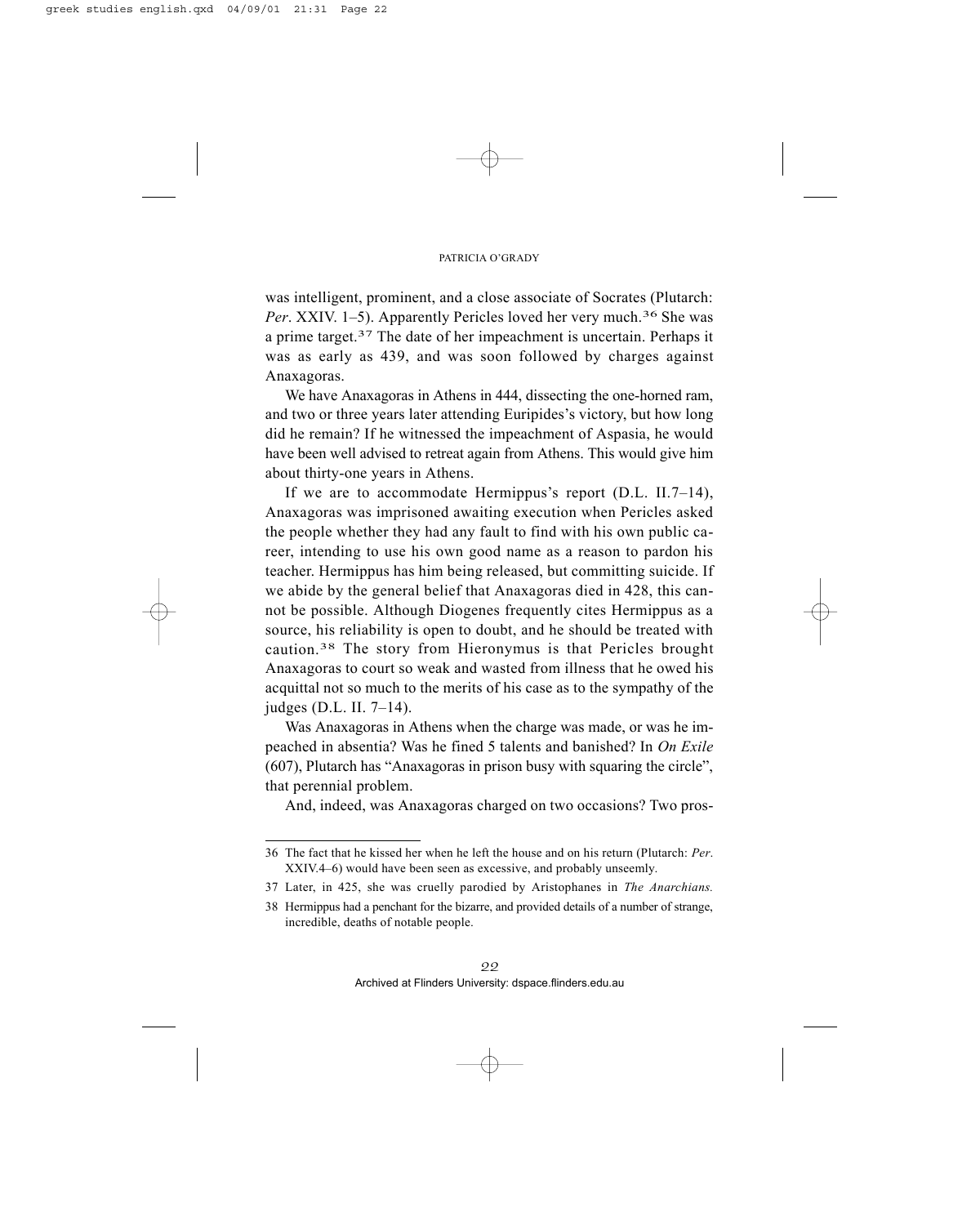was intelligent, prominent, and a close associate of Socrates (Plutarch: *Per*. XXIV. 1–5). Apparently Pericles loved her very much.[36] She was a prime target.[37] The date of her impeachment is uncertain. Perhaps it was as early as 439, and was soon followed by charges against Anaxagoras.

We have Anaxagoras in Athens in 444, dissecting the one-horned ram, and two or three years later attending Euripides's victory, but how long did he remain? If he witnessed the impeachment of Aspasia, he would have been well advised to retreat again from Athens. This would give him about thirty-one years in Athens.

If we are to accommodate Hermippus's report (D.L. II.7–14), Anaxagoras was imprisoned awaiting execution when Pericles asked the people whether they had any fault to find with his own public career, intending to use his own good name as a reason to pardon his teacher. Hermippus has him being released, but committing suicide. If we abide by the general belief that Anaxagoras died in 428, this cannot be possible. Although Diogenes frequently cites Hermippus as a source, his reliability is open to doubt, and he should be treated with caution.[38] The story from Hieronymus is that Pericles brought Anaxagoras to court so weak and wasted from illness that he owed his acquittal not so much to the merits of his case as to the sympathy of the judges (D.L. II. 7–14).

Was Anaxagoras in Athens when the charge was made, or was he impeached in absentia? Was he fined 5 talents and banished? In *On Exile* (607), Plutarch has "Anaxagoras in prison busy with squaring the circle", that perennial problem.

And, indeed, was Anaxagoras charged on two occasions? Two pros-

---

36 The fact that he kissed her when he left the house and on his return (Plutarch: *Per*. XXIV.4–6) would have been seen as excessive, and probably unseemly.

37 Later, in 425, she was cruelly parodied by Aristophanes in *The Anarchians.*

38 Hermippus had a penchant for the bizarre, and provided details of a number of strange, incredible, deaths of notable people.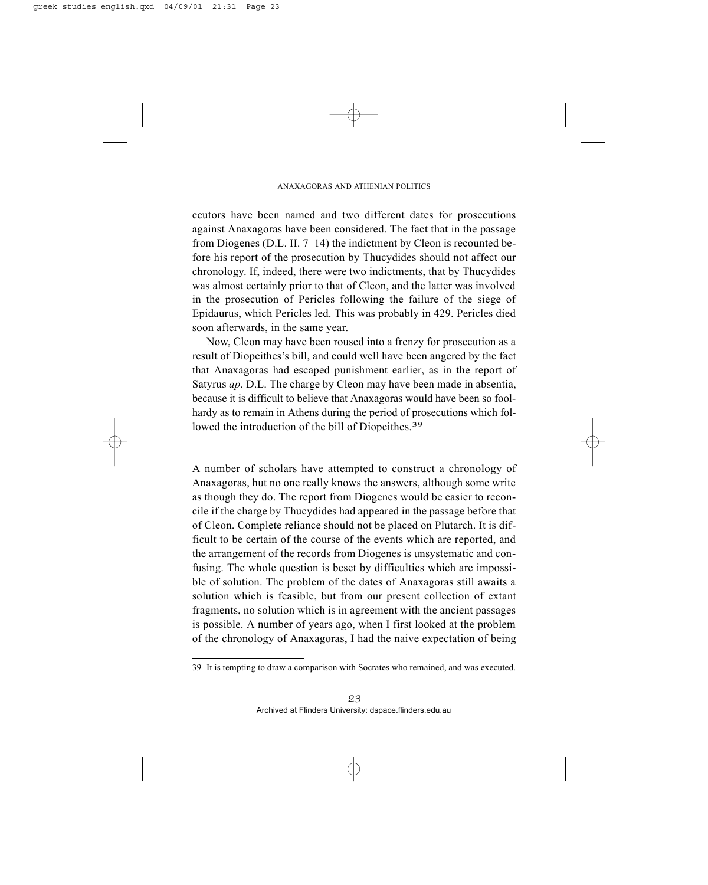ecutors have been named and two different dates for prosecutions against Anaxagoras have been considered. The fact that in the passage from Diogenes (D.L. II. 7–14) the indictment by Cleon is recounted before his report of the prosecution by Thucydides should not affect our chronology. If, indeed, there were two indictments, that by Thucydides was almost certainly prior to that of Cleon, and the latter was involved in the prosecution of Pericles following the failure of the siege of Epidaurus, which Pericles led. This was probably in 429. Pericles died soon afterwards, in the same year.

Now, Cleon may have been roused into a frenzy for prosecution as a result of Diopeithes's bill, and could well have been angered by the fact that Anaxagoras had escaped punishment earlier, as in the report of Satyrus *ap*. D.L. The charge by Cleon may have been made in absentia, because it is difficult to believe that Anaxagoras would have been so foolhardy as to remain in Athens during the period of prosecutions which followed the introduction of the bill of Diopeithes.[39]

A number of scholars have attempted to construct a chronology of Anaxagoras, hut no one really knows the answers, although some write as though they do. The report from Diogenes would be easier to reconcile if the charge by Thucydides had appeared in the passage before that of Cleon. Complete reliance should not be placed on Plutarch. It is difficult to be certain of the course of the events which are reported, and the arrangement of the records from Diogenes is unsystematic and confusing. The whole question is beset by difficulties which are impossible of solution. The problem of the dates of Anaxagoras still awaits a solution which is feasible, but from our present collection of extant fragments, no solution which is in agreement with the ancient passages is possible. A number of years ago, when I first looked at the problem of the chronology of Anaxagoras, I had the naive expectation of being

39 It is tempting to draw a comparison with Socrates who remained, and was executed.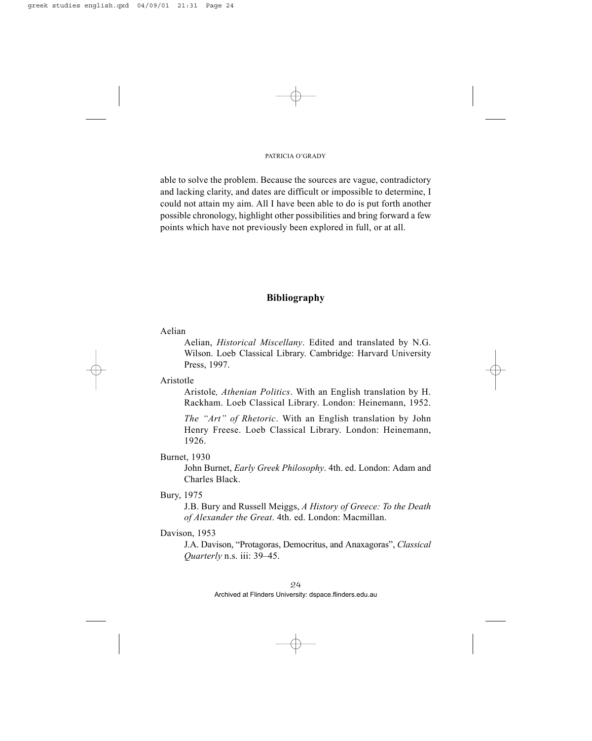able to solve the problem. Because the sources are vague, contradictory and lacking clarity, and dates are difficult or impossible to determine, I could not attain my aim. All I have been able to do is put forth another possible chronology, highlight other possibilities and bring forward a few points which have not previously been explored in full, or at all.

## Bibliography

Aelian

Aelian, *Historical Miscellany*. Edited and translated by N.G. Wilson. Loeb Classical Library. Cambridge: Harvard University Press, 1997.

Aristotle

Aristole*, Athenian Politics*. With an English translation by H. Rackham. Loeb Classical Library. London: Heinemann, 1952.

*The "Art" of Rhetoric*. With an English translation by John Henry Freese. Loeb Classical Library. London: Heinemann, 1926.

Burnet, 1930

John Burnet, *Early Greek Philosophy*. 4th. ed. London: Adam and Charles Black.

Bury, 1975

J.B. Bury and Russell Meiggs, *A History of Greece: To the Death of Alexander the Great*. 4th. ed. London: Macmillan.

Davison, 1953

J.A. Davison, "Protagoras, Democritus, and Anaxagoras", *Classical Quarterly* n.s. iii: 39–45.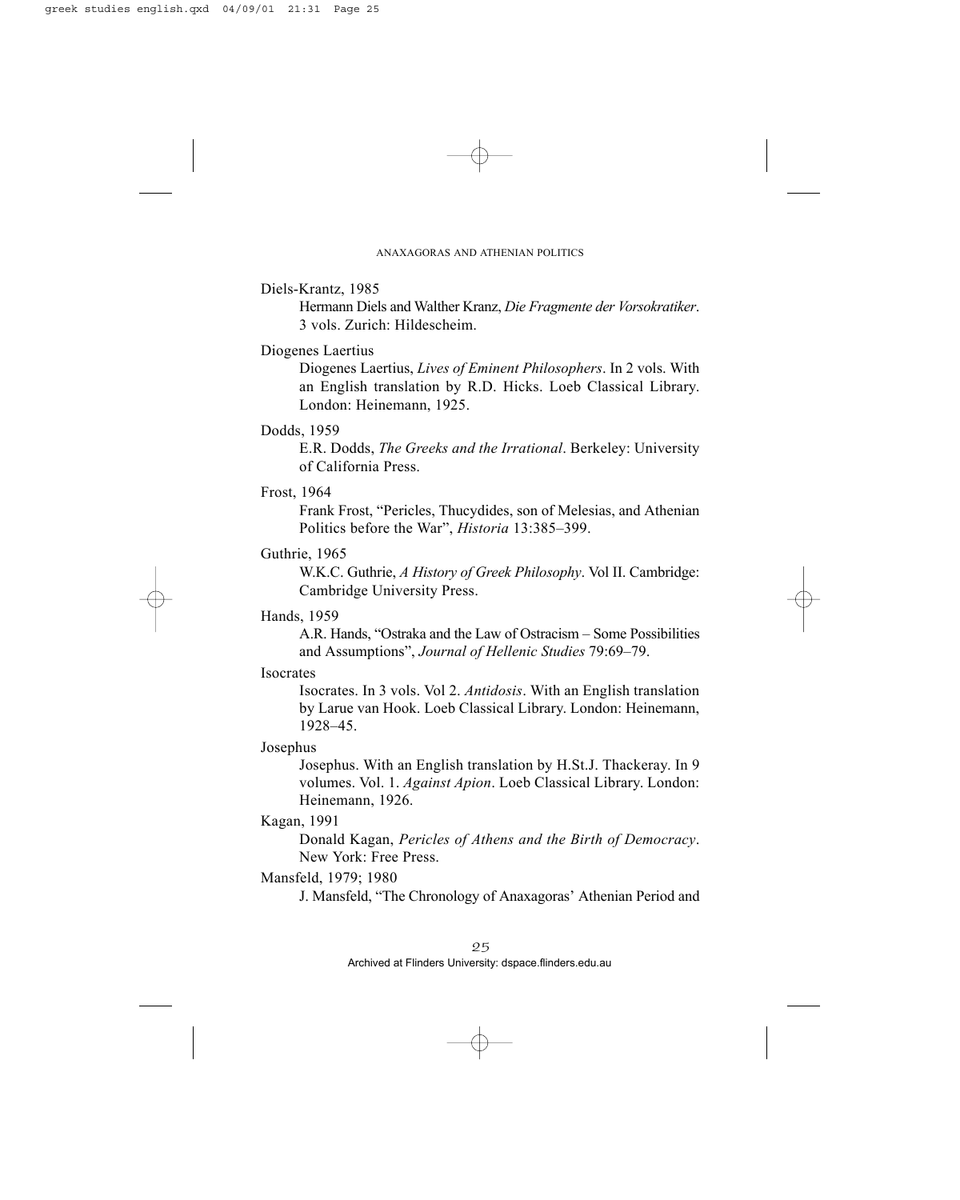Diels-Krantz, 1985

Hermann Diels and Walther Kranz, *Die Fragmente der Vorsokratiker*. 3 vols. Zurich: Hildescheim.

Diogenes Laertius

Diogenes Laertius, *Lives of Eminent Philosophers*. In 2 vols. With an English translation by R.D. Hicks. Loeb Classical Library. London: Heinemann, 1925.

Dodds, 1959

E.R. Dodds, *The Greeks and the Irrational*. Berkeley: University of California Press.

Frost, 1964

Frank Frost, "Pericles, Thucydides, son of Melesias, and Athenian Politics before the War", *Historia* 13:385–399.

Guthrie, 1965

W.K.C. Guthrie, *A History of Greek Philosophy*. Vol II. Cambridge: Cambridge University Press.

Hands, 1959

A.R. Hands, "Ostraka and the Law of Ostracism – Some Possibilities and Assumptions", *Journal of Hellenic Studies* 79:69–79.

Isocrates

Isocrates. In 3 vols. Vol 2. *Antidosis*. With an English translation by Larue van Hook. Loeb Classical Library. London: Heinemann, 1928–45.

Josephus

Josephus. With an English translation by H.St.J. Thackeray. In 9 volumes. Vol. 1. *Against Apion*. Loeb Classical Library. London: Heinemann, 1926.

Kagan, 1991

Donald Kagan, *Pericles of Athens and the Birth of Democracy*. New York: Free Press.

Mansfeld, 1979; 1980

J. Mansfeld, "The Chronology of Anaxagoras' Athenian Period and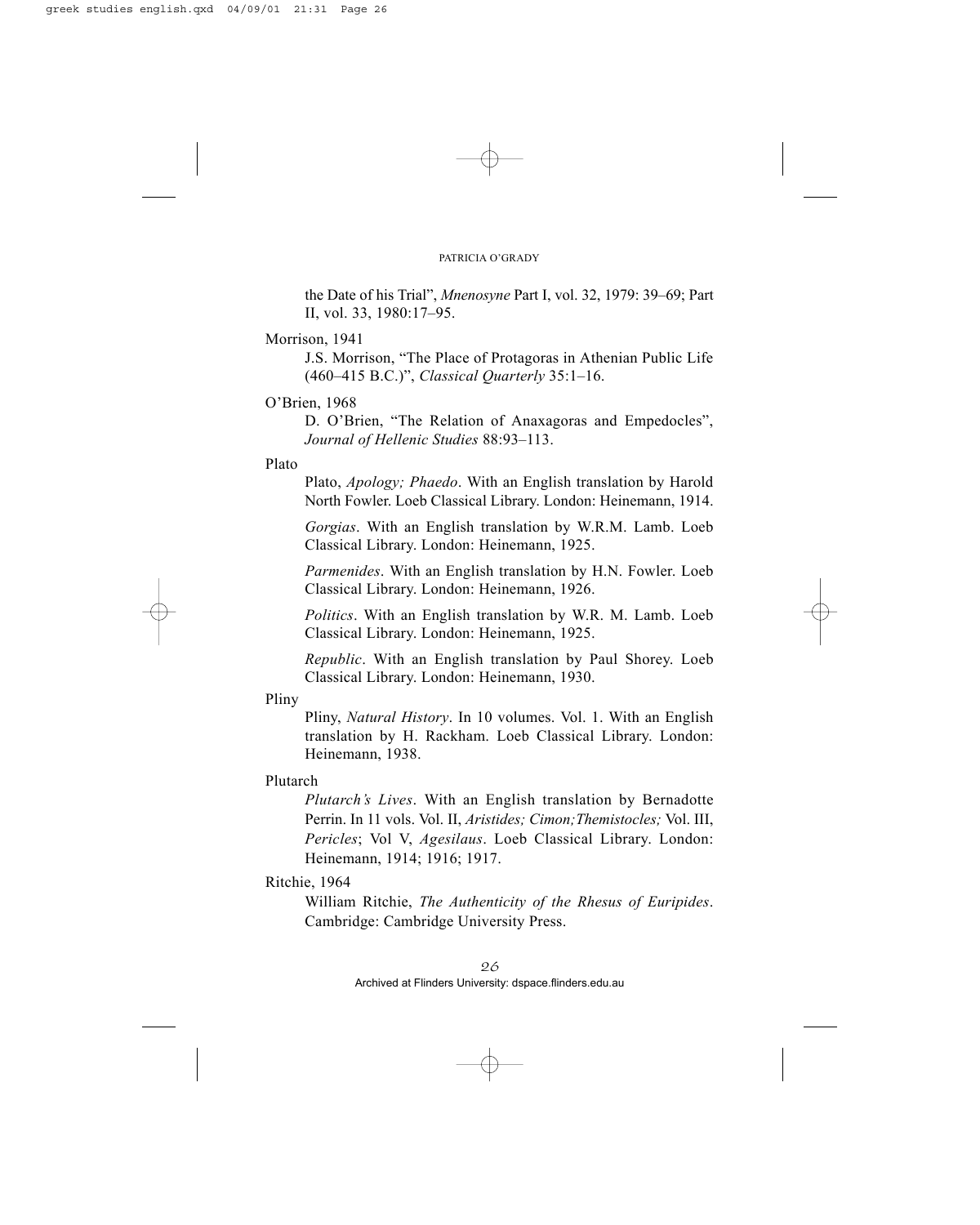the Date of his Trial", *Mnenosyne* Part I, vol. 32, 1979: 39–69; Part II, vol. 33, 1980:17–95.

Morrison, 1941

J.S. Morrison, "The Place of Protagoras in Athenian Public Life (460–415 B.C.)", *Classical Quarterly* 35:1–16.

O'Brien, 1968

D. O'Brien, "The Relation of Anaxagoras and Empedocles", *Journal of Hellenic Studies* 88:93–113.

Plato

Plato, *Apology; Phaedo*. With an English translation by Harold North Fowler. Loeb Classical Library. London: Heinemann, 1914.

*Gorgias*. With an English translation by W.R.M. Lamb. Loeb Classical Library. London: Heinemann, 1925.

*Parmenides*. With an English translation by H.N. Fowler. Loeb Classical Library. London: Heinemann, 1926.

*Politics*. With an English translation by W.R. M. Lamb. Loeb Classical Library. London: Heinemann, 1925.

*Republic*. With an English translation by Paul Shorey. Loeb Classical Library. London: Heinemann, 1930.

Pliny

Pliny, *Natural History*. In 10 volumes. Vol. 1. With an English translation by H. Rackham. Loeb Classical Library. London: Heinemann, 1938.

Plutarch

*Plutarch's Lives*. With an English translation by Bernadotte Perrin. In 11 vols. Vol. II, *Aristides; Cimon;Themistocles;* Vol. III, *Pericles*; Vol V, *Agesilaus*. Loeb Classical Library. London: Heinemann, 1914; 1916; 1917.

Ritchie, 1964

William Ritchie, *The Authenticity of the Rhesus of Euripides*. Cambridge: Cambridge University Press.

Archived at Flinders University: dspace.flinders.edu.au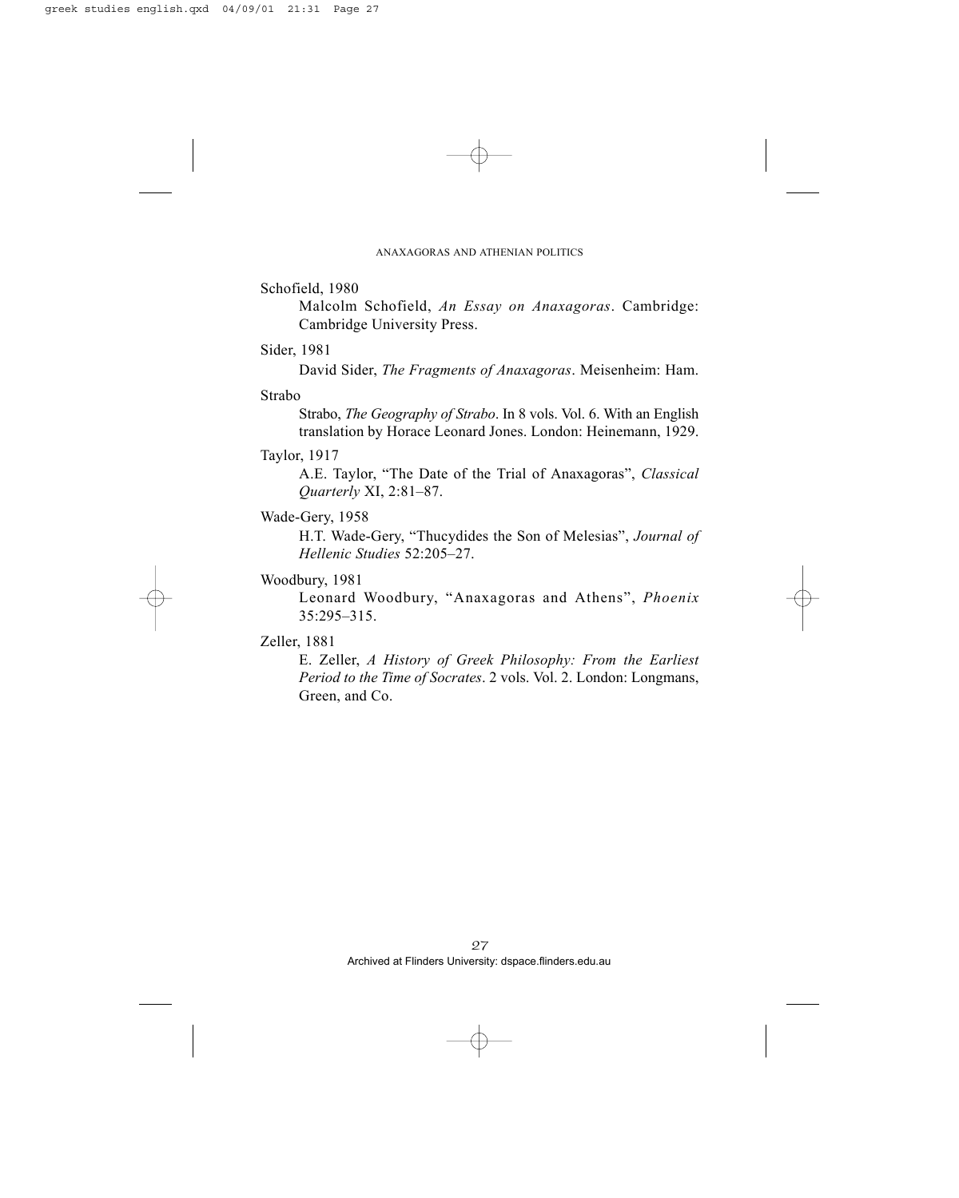Schofield, 1980

Malcolm Schofield, *An Essay on Anaxagoras*. Cambridge: Cambridge University Press.

Sider, 1981

David Sider, *The Fragments of Anaxagoras*. Meisenheim: Ham.

Strabo

Strabo, *The Geography of Strabo*. In 8 vols. Vol. 6. With an English translation by Horace Leonard Jones. London: Heinemann, 1929.

Taylor, 1917

A.E. Taylor, "The Date of the Trial of Anaxagoras", *Classical Quarterly* XI, 2:81–87.

Wade-Gery, 1958

H.T. Wade-Gery, "Thucydides the Son of Melesias", *Journal of Hellenic Studies* 52:205–27.

Woodbury, 1981

Leonard Woodbury, "Anaxagoras and Athens", *Phoenix* 35:295–315.

Zeller, 1881

E. Zeller, *A History of Greek Philosophy: From the Earliest Period to the Time of Socrates*. 2 vols. Vol. 2. London: Longmans, Green, and Co.

Archived at Flinders University: dspace.flinders.edu.au